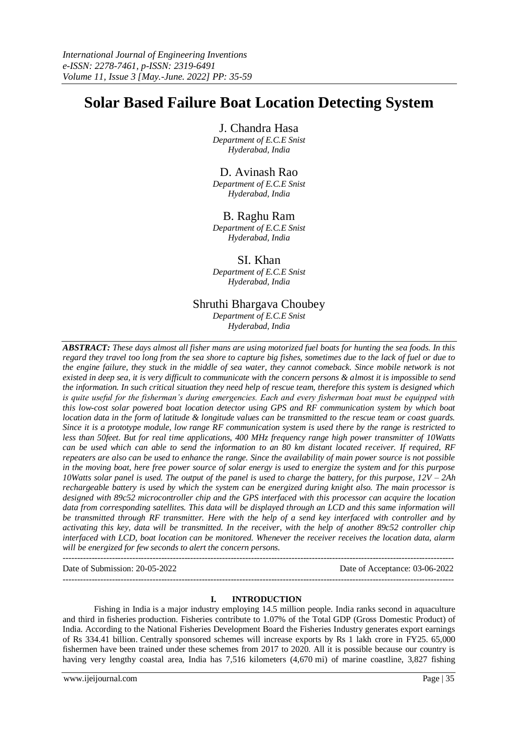# Solar Based Failure Boat Location Detecting System

J. Chandra Hasa
*Department of E.C.E Snist*
*Hyderabad, India*

D. Avinash Rao
*Department of E.C.E Snist*
*Hyderabad, India*

B. Raghu Ram
*Department of E.C.E Snist*
*Hyderabad, India*

SI. Khan
*Department of E.C.E Snist*
*Hyderabad, India*

Shruthi Bhargava Choubey
*Department of E.C.E Snist*
*Hyderabad, India*

***ABSTRACT:*** *These days almost all fisher mans are using motorized fuel boats for hunting the sea foods. In this regard they travel too long from the sea shore to capture big fishes, sometimes due to the lack of fuel or due to the engine failure, they stuck in the middle of sea water, they cannot comeback. Since mobile network is not existed in deep sea, it is very difficult to communicate with the concern persons & almost it is impossible to send the information. In such critical situation they need help of rescue team, therefore this system is designed which is quite useful for the fisherman's during emergencies. Each and every fisherman boat must be equipped with this low-cost solar powered boat location detector using GPS and RF communication system by which boat location data in the form of latitude & longitude values can be transmitted to the rescue team or coast guards. Since it is a prototype module, low range RF communication system is used there by the range is restricted to less than 50feet. But for real time applications, 400 MHz frequency range high power transmitter of 10Watts can be used which can able to send the information to an 80 km distant located receiver. If required, RF repeaters are also can be used to enhance the range. Since the availability of main power source is not possible in the moving boat, here free power source of solar energy is used to energize the system and for this purpose 10Watts solar panel is used. The output of the panel is used to charge the battery, for this purpose, 12V – 2Ah rechargeable battery is used by which the system can be energized during knight also. The main processor is designed with 89c52 microcontroller chip and the GPS interfaced with this processor can acquire the location data from corresponding satellites. This data will be displayed through an LCD and this same information will be transmitted through RF transmitter. Here with the help of a send key interfaced with controller and by activating this key, data will be transmitted. In the receiver, with the help of another 89c52 controller chip interfaced with LCD, boat location can be monitored. Whenever the receiver receives the location data, alarm will be energized for few seconds to alert the concern persons.*

---

Date of Submission: 20-05-2022 | Date of Acceptance: 03-06-2022

---

## I. INTRODUCTION

Fishing in India is a major industry employing 14.5 million people. India ranks second in aquaculture and third in fisheries production. Fisheries contribute to 1.07% of the Total GDP (Gross Domestic Product) of India. According to the National Fisheries Development Board the Fisheries Industry generates export earnings of Rs 334.41 billion. Centrally sponsored schemes will increase exports by Rs 1 lakh crore in FY25. 65,000 fishermen have been trained under these schemes from 2017 to 2020. All it is possible because our country is having very lengthy coastal area, India has 7,516 kilometers (4,670 mi) of marine coastline, 3,827 fishing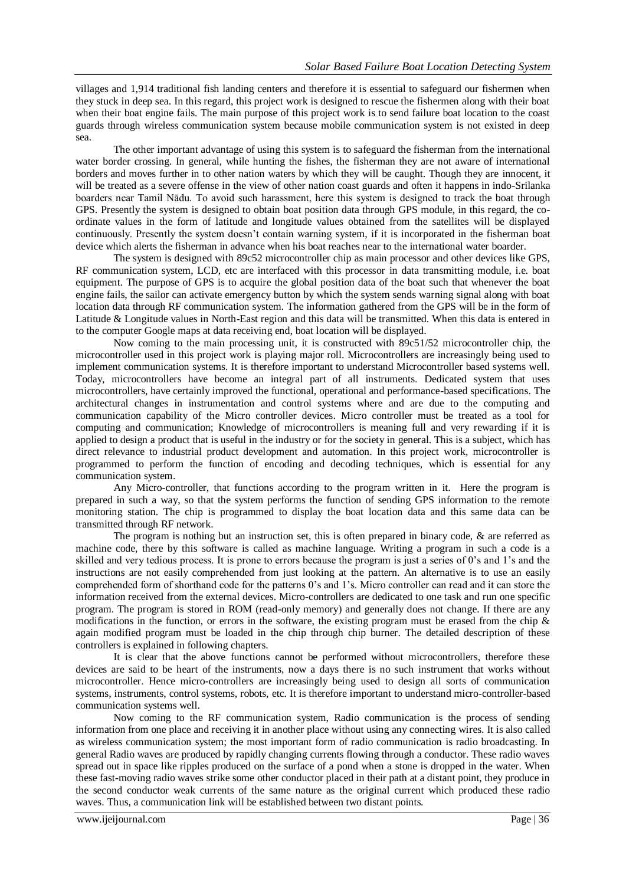villages and 1,914 traditional fish landing centers and therefore it is essential to safeguard our fishermen when they stuck in deep sea. In this regard, this project work is designed to rescue the fishermen along with their boat when their boat engine fails. The main purpose of this project work is to send failure boat location to the coast guards through wireless communication system because mobile communication system is not existed in deep sea.

The other important advantage of using this system is to safeguard the fisherman from the international water border crossing. In general, while hunting the fishes, the fisherman they are not aware of international borders and moves further in to other nation waters by which they will be caught. Though they are innocent, it will be treated as a severe offense in the view of other nation coast guards and often it happens in indo-Srilanka boarders near Tamil Nādu. To avoid such harassment, here this system is designed to track the boat through GPS. Presently the system is designed to obtain boat position data through GPS module, in this regard, the co-ordinate values in the form of latitude and longitude values obtained from the satellites will be displayed continuously. Presently the system doesn't contain warning system, if it is incorporated in the fisherman boat device which alerts the fisherman in advance when his boat reaches near to the international water boarder.

The system is designed with 89c52 microcontroller chip as main processor and other devices like GPS, RF communication system, LCD, etc are interfaced with this processor in data transmitting module, i.e. boat equipment. The purpose of GPS is to acquire the global position data of the boat such that whenever the boat engine fails, the sailor can activate emergency button by which the system sends warning signal along with boat location data through RF communication system. The information gathered from the GPS will be in the form of Latitude & Longitude values in North-East region and this data will be transmitted. When this data is entered in to the computer Google maps at data receiving end, boat location will be displayed.

Now coming to the main processing unit, it is constructed with 89c51/52 microcontroller chip, the microcontroller used in this project work is playing major roll. Microcontrollers are increasingly being used to implement communication systems. It is therefore important to understand Microcontroller based systems well. Today, microcontrollers have become an integral part of all instruments. Dedicated system that uses microcontrollers, have certainly improved the functional, operational and performance-based specifications. The architectural changes in instrumentation and control systems where and are due to the computing and communication capability of the Micro controller devices. Micro controller must be treated as a tool for computing and communication; Knowledge of microcontrollers is meaning full and very rewarding if it is applied to design a product that is useful in the industry or for the society in general. This is a subject, which has direct relevance to industrial product development and automation. In this project work, microcontroller is programmed to perform the function of encoding and decoding techniques, which is essential for any communication system.

Any Micro-controller, that functions according to the program written in it. Here the program is prepared in such a way, so that the system performs the function of sending GPS information to the remote monitoring station. The chip is programmed to display the boat location data and this same data can be transmitted through RF network.

The program is nothing but an instruction set, this is often prepared in binary code, & are referred as machine code, there by this software is called as machine language. Writing a program in such a code is a skilled and very tedious process. It is prone to errors because the program is just a series of 0's and 1's and the instructions are not easily comprehended from just looking at the pattern. An alternative is to use an easily comprehended form of shorthand code for the patterns 0's and 1's. Micro controller can read and it can store the information received from the external devices. Micro-controllers are dedicated to one task and run one specific program. The program is stored in ROM (read-only memory) and generally does not change. If there are any modifications in the function, or errors in the software, the existing program must be erased from the chip & again modified program must be loaded in the chip through chip burner. The detailed description of these controllers is explained in following chapters.

It is clear that the above functions cannot be performed without microcontrollers, therefore these devices are said to be heart of the instruments, now a days there is no such instrument that works without microcontroller. Hence micro-controllers are increasingly being used to design all sorts of communication systems, instruments, control systems, robots, etc. It is therefore important to understand micro-controller-based communication systems well.

Now coming to the RF communication system, Radio communication is the process of sending information from one place and receiving it in another place without using any connecting wires. It is also called as wireless communication system; the most important form of radio communication is radio broadcasting. In general Radio waves are produced by rapidly changing currents flowing through a conductor. These radio waves spread out in space like ripples produced on the surface of a pond when a stone is dropped in the water. When these fast-moving radio waves strike some other conductor placed in their path at a distant point, they produce in the second conductor weak currents of the same nature as the original current which produced these radio waves. Thus, a communication link will be established between two distant points.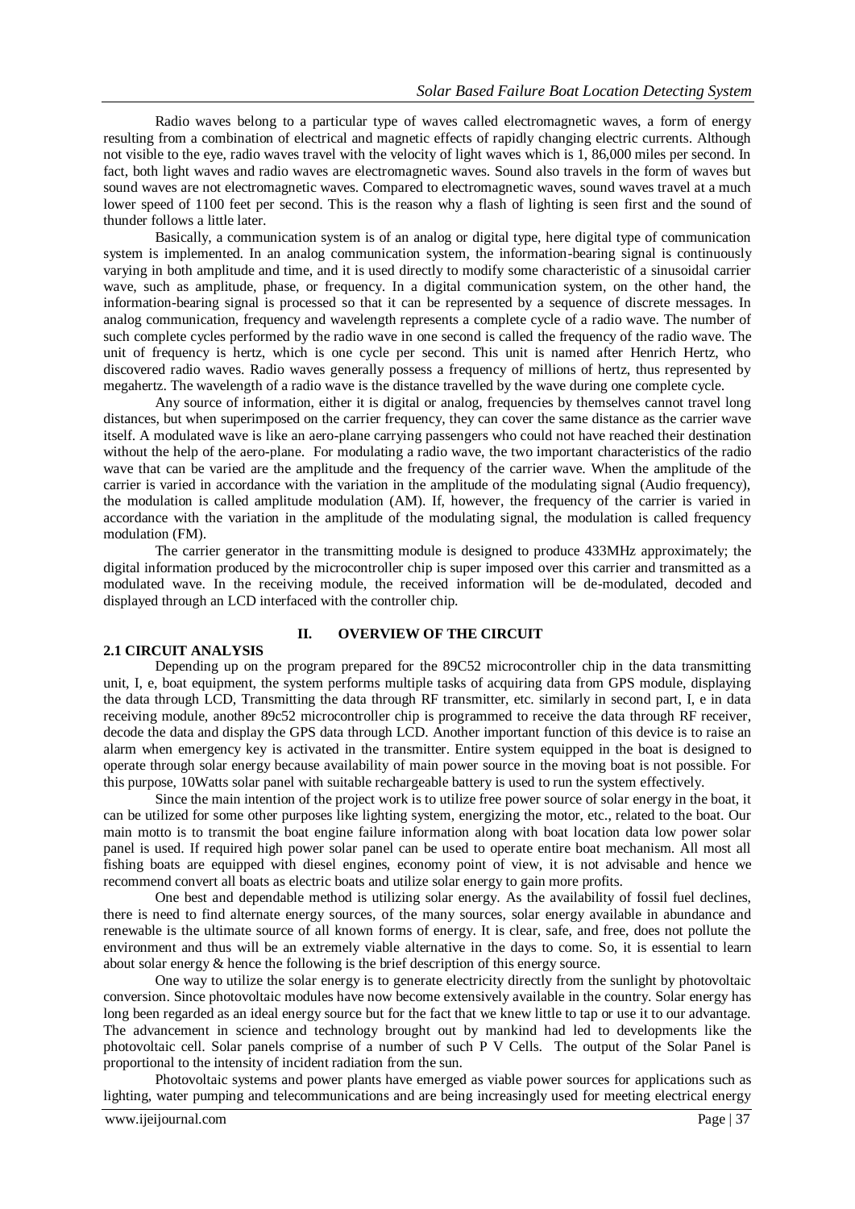Radio waves belong to a particular type of waves called electromagnetic waves, a form of energy resulting from a combination of electrical and magnetic effects of rapidly changing electric currents. Although not visible to the eye, radio waves travel with the velocity of light waves which is 1, 86,000 miles per second. In fact, both light waves and radio waves are electromagnetic waves. Sound also travels in the form of waves but sound waves are not electromagnetic waves. Compared to electromagnetic waves, sound waves travel at a much lower speed of 1100 feet per second. This is the reason why a flash of lighting is seen first and the sound of thunder follows a little later.

Basically, a communication system is of an analog or digital type, here digital type of communication system is implemented. In an analog communication system, the information-bearing signal is continuously varying in both amplitude and time, and it is used directly to modify some characteristic of a sinusoidal carrier wave, such as amplitude, phase, or frequency. In a digital communication system, on the other hand, the information-bearing signal is processed so that it can be represented by a sequence of discrete messages. In analog communication, frequency and wavelength represents a complete cycle of a radio wave. The number of such complete cycles performed by the radio wave in one second is called the frequency of the radio wave. The unit of frequency is hertz, which is one cycle per second. This unit is named after Henrich Hertz, who discovered radio waves. Radio waves generally possess a frequency of millions of hertz, thus represented by megahertz. The wavelength of a radio wave is the distance travelled by the wave during one complete cycle.

Any source of information, either it is digital or analog, frequencies by themselves cannot travel long distances, but when superimposed on the carrier frequency, they can cover the same distance as the carrier wave itself. A modulated wave is like an aero-plane carrying passengers who could not have reached their destination without the help of the aero-plane. For modulating a radio wave, the two important characteristics of the radio wave that can be varied are the amplitude and the frequency of the carrier wave. When the amplitude of the carrier is varied in accordance with the variation in the amplitude of the modulating signal (Audio frequency), the modulation is called amplitude modulation (AM). If, however, the frequency of the carrier is varied in accordance with the variation in the amplitude of the modulating signal, the modulation is called frequency modulation (FM).

The carrier generator in the transmitting module is designed to produce 433MHz approximately; the digital information produced by the microcontroller chip is super imposed over this carrier and transmitted as a modulated wave. In the receiving module, the received information will be de-modulated, decoded and displayed through an LCD interfaced with the controller chip.

## II. OVERVIEW OF THE CIRCUIT

### 2.1 CIRCUIT ANALYSIS

Depending up on the program prepared for the 89C52 microcontroller chip in the data transmitting unit, I, e, boat equipment, the system performs multiple tasks of acquiring data from GPS module, displaying the data through LCD, Transmitting the data through RF transmitter, etc. similarly in second part, I, e in data receiving module, another 89c52 microcontroller chip is programmed to receive the data through RF receiver, decode the data and display the GPS data through LCD. Another important function of this device is to raise an alarm when emergency key is activated in the transmitter. Entire system equipped in the boat is designed to operate through solar energy because availability of main power source in the moving boat is not possible. For this purpose, 10Watts solar panel with suitable rechargeable battery is used to run the system effectively.

Since the main intention of the project work is to utilize free power source of solar energy in the boat, it can be utilized for some other purposes like lighting system, energizing the motor, etc., related to the boat. Our main motto is to transmit the boat engine failure information along with boat location data low power solar panel is used. If required high power solar panel can be used to operate entire boat mechanism. All most all fishing boats are equipped with diesel engines, economy point of view, it is not advisable and hence we recommend convert all boats as electric boats and utilize solar energy to gain more profits.

One best and dependable method is utilizing solar energy. As the availability of fossil fuel declines, there is need to find alternate energy sources, of the many sources, solar energy available in abundance and renewable is the ultimate source of all known forms of energy. It is clear, safe, and free, does not pollute the environment and thus will be an extremely viable alternative in the days to come. So, it is essential to learn about solar energy & hence the following is the brief description of this energy source.

One way to utilize the solar energy is to generate electricity directly from the sunlight by photovoltaic conversion. Since photovoltaic modules have now become extensively available in the country. Solar energy has long been regarded as an ideal energy source but for the fact that we knew little to tap or use it to our advantage. The advancement in science and technology brought out by mankind had led to developments like the photovoltaic cell. Solar panels comprise of a number of such P V Cells. The output of the Solar Panel is proportional to the intensity of incident radiation from the sun.

Photovoltaic systems and power plants have emerged as viable power sources for applications such as lighting, water pumping and telecommunications and are being increasingly used for meeting electrical energy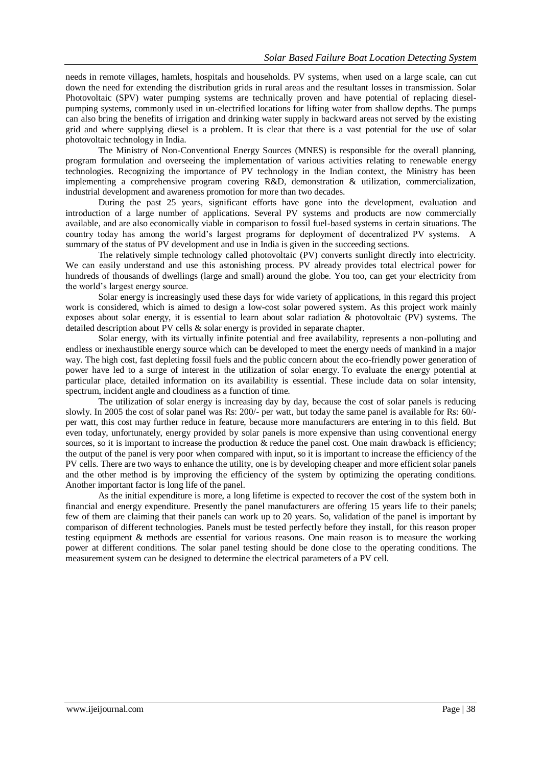needs in remote villages, hamlets, hospitals and households. PV systems, when used on a large scale, can cut down the need for extending the distribution grids in rural areas and the resultant losses in transmission. Solar Photovoltaic (SPV) water pumping systems are technically proven and have potential of replacing diesel-pumping systems, commonly used in un-electrified locations for lifting water from shallow depths. The pumps can also bring the benefits of irrigation and drinking water supply in backward areas not served by the existing grid and where supplying diesel is a problem. It is clear that there is a vast potential for the use of solar photovoltaic technology in India.

The Ministry of Non-Conventional Energy Sources (MNES) is responsible for the overall planning, program formulation and overseeing the implementation of various activities relating to renewable energy technologies. Recognizing the importance of PV technology in the Indian context, the Ministry has been implementing a comprehensive program covering R&D, demonstration & utilization, commercialization, industrial development and awareness promotion for more than two decades.

During the past 25 years, significant efforts have gone into the development, evaluation and introduction of a large number of applications. Several PV systems and products are now commercially available, and are also economically viable in comparison to fossil fuel-based systems in certain situations. The country today has among the world's largest programs for deployment of decentralized PV systems. A summary of the status of PV development and use in India is given in the succeeding sections.

The relatively simple technology called photovoltaic (PV) converts sunlight directly into electricity. We can easily understand and use this astonishing process. PV already provides total electrical power for hundreds of thousands of dwellings (large and small) around the globe. You too, can get your electricity from the world's largest energy source.

Solar energy is increasingly used these days for wide variety of applications, in this regard this project work is considered, which is aimed to design a low-cost solar powered system. As this project work mainly exposes about solar energy, it is essential to learn about solar radiation & photovoltaic (PV) systems. The detailed description about PV cells & solar energy is provided in separate chapter.

Solar energy, with its virtually infinite potential and free availability, represents a non-polluting and endless or inexhaustible energy source which can be developed to meet the energy needs of mankind in a major way. The high cost, fast depleting fossil fuels and the public concern about the eco-friendly power generation of power have led to a surge of interest in the utilization of solar energy. To evaluate the energy potential at particular place, detailed information on its availability is essential. These include data on solar intensity, spectrum, incident angle and cloudiness as a function of time.

The utilization of solar energy is increasing day by day, because the cost of solar panels is reducing slowly. In 2005 the cost of solar panel was Rs: 200/- per watt, but today the same panel is available for Rs: 60/- per watt, this cost may further reduce in feature, because more manufacturers are entering in to this field. But even today, unfortunately, energy provided by solar panels is more expensive than using conventional energy sources, so it is important to increase the production & reduce the panel cost. One main drawback is efficiency; the output of the panel is very poor when compared with input, so it is important to increase the efficiency of the PV cells. There are two ways to enhance the utility, one is by developing cheaper and more efficient solar panels and the other method is by improving the efficiency of the system by optimizing the operating conditions. Another important factor is long life of the panel.

As the initial expenditure is more, a long lifetime is expected to recover the cost of the system both in financial and energy expenditure. Presently the panel manufacturers are offering 15 years life to their panels; few of them are claiming that their panels can work up to 20 years. So, validation of the panel is important by comparison of different technologies. Panels must be tested perfectly before they install, for this reason proper testing equipment & methods are essential for various reasons. One main reason is to measure the working power at different conditions. The solar panel testing should be done close to the operating conditions. The measurement system can be designed to determine the electrical parameters of a PV cell.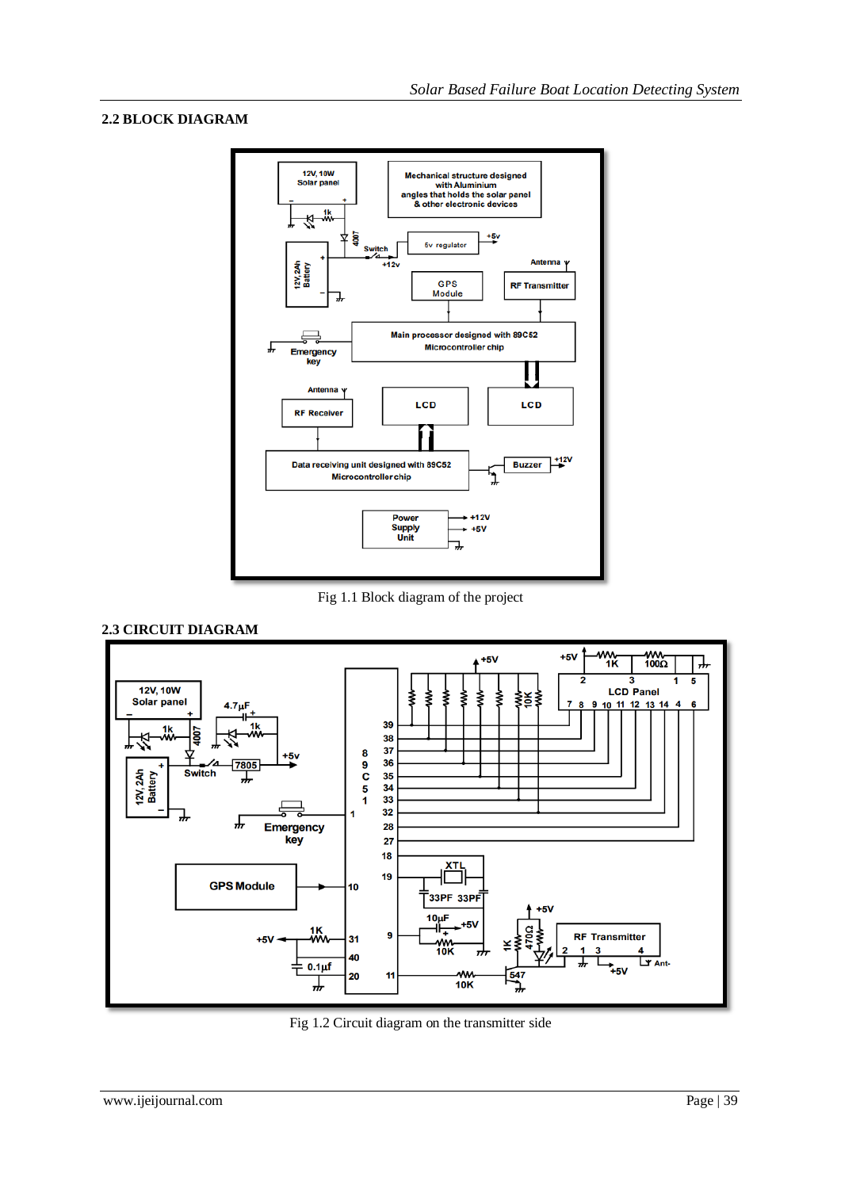## 2.2 BLOCK DIAGRAM

Fig 1.1 Block diagram of the project

## 2.3 CIRCUIT DIAGRAM

Fig 1.2 Circuit diagram on the transmitter side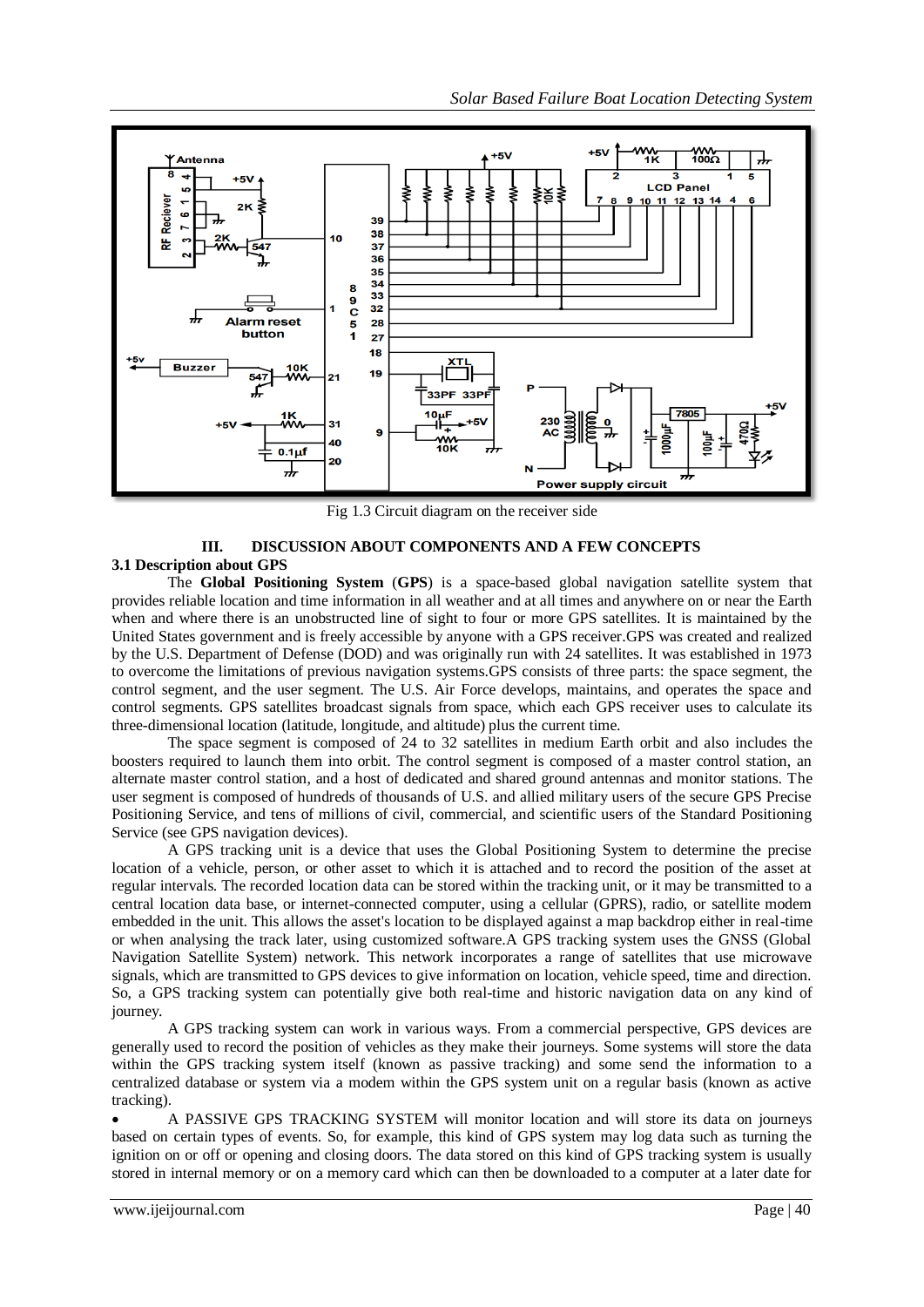Fig 1.3 Circuit diagram on the receiver side

## III. DISCUSSION ABOUT COMPONENTS AND A FEW CONCEPTS

### 3.1 Description about GPS

The **Global Positioning System** (**GPS**) is a space-based global navigation satellite system that provides reliable location and time information in all weather and at all times and anywhere on or near the Earth when and where there is an unobstructed line of sight to four or more GPS satellites. It is maintained by the United States government and is freely accessible by anyone with a GPS receiver.GPS was created and realized by the U.S. Department of Defense (DOD) and was originally run with 24 satellites. It was established in 1973 to overcome the limitations of previous navigation systems.GPS consists of three parts: the space segment, the control segment, and the user segment. The U.S. Air Force develops, maintains, and operates the space and control segments. GPS satellites broadcast signals from space, which each GPS receiver uses to calculate its three-dimensional location (latitude, longitude, and altitude) plus the current time.

The space segment is composed of 24 to 32 satellites in medium Earth orbit and also includes the boosters required to launch them into orbit. The control segment is composed of a master control station, an alternate master control station, and a host of dedicated and shared ground antennas and monitor stations. The user segment is composed of hundreds of thousands of U.S. and allied military users of the secure GPS Precise Positioning Service, and tens of millions of civil, commercial, and scientific users of the Standard Positioning Service (see GPS navigation devices).

A GPS tracking unit is a device that uses the Global Positioning System to determine the precise location of a vehicle, person, or other asset to which it is attached and to record the position of the asset at regular intervals. The recorded location data can be stored within the tracking unit, or it may be transmitted to a central location data base, or internet-connected computer, using a cellular (GPRS), radio, or satellite modem embedded in the unit. This allows the asset's location to be displayed against a map backdrop either in real-time or when analysing the track later, using customized software.A GPS tracking system uses the GNSS (Global Navigation Satellite System) network. This network incorporates a range of satellites that use microwave signals, which are transmitted to GPS devices to give information on location, vehicle speed, time and direction. So, a GPS tracking system can potentially give both real-time and historic navigation data on any kind of journey.

A GPS tracking system can work in various ways. From a commercial perspective, GPS devices are generally used to record the position of vehicles as they make their journeys. Some systems will store the data within the GPS tracking system itself (known as passive tracking) and some send the information to a centralized database or system via a modem within the GPS system unit on a regular basis (known as active tracking).

- A PASSIVE GPS TRACKING SYSTEM will monitor location and will store its data on journeys based on certain types of events. So, for example, this kind of GPS system may log data such as turning the ignition on or off or opening and closing doors. The data stored on this kind of GPS tracking system is usually stored in internal memory or on a memory card which can then be downloaded to a computer at a later date for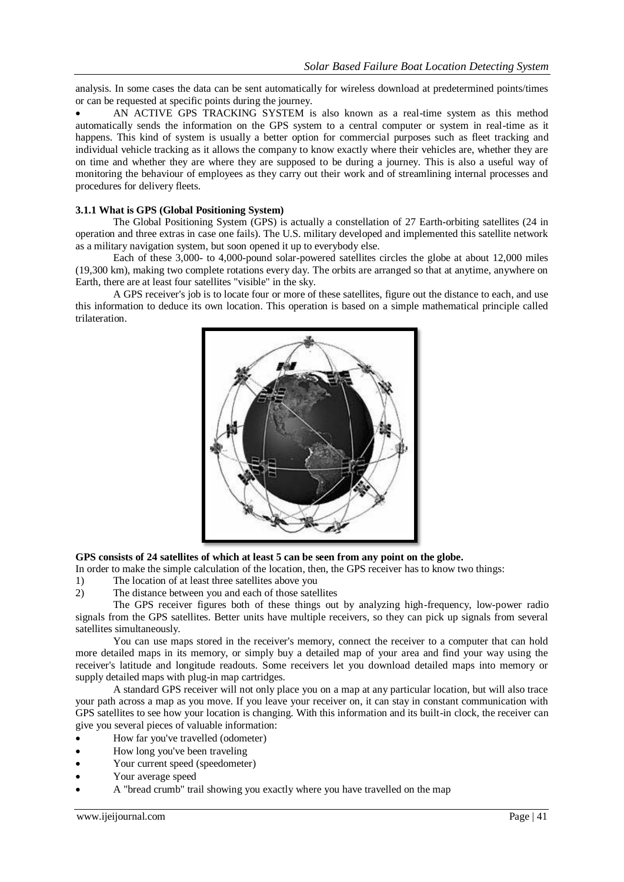analysis. In some cases the data can be sent automatically for wireless download at predetermined points/times or can be requested at specific points during the journey.

- AN ACTIVE GPS TRACKING SYSTEM is also known as a real-time system as this method automatically sends the information on the GPS system to a central computer or system in real-time as it happens. This kind of system is usually a better option for commercial purposes such as fleet tracking and individual vehicle tracking as it allows the company to know exactly where their vehicles are, whether they are on time and whether they are where they are supposed to be during a journey. This is also a useful way of monitoring the behaviour of employees as they carry out their work and of streamlining internal processes and procedures for delivery fleets.

### 3.1.1 What is GPS (Global Positioning System)

The Global Positioning System (GPS) is actually a constellation of 27 Earth-orbiting satellites (24 in operation and three extras in case one fails). The U.S. military developed and implemented this satellite network as a military navigation system, but soon opened it up to everybody else.

Each of these 3,000- to 4,000-pound solar-powered satellites circles the globe at about 12,000 miles (19,300 km), making two complete rotations every day. The orbits are arranged so that at anytime, anywhere on Earth, there are at least four satellites "visible" in the sky.

A GPS receiver's job is to locate four or more of these satellites, figure out the distance to each, and use this information to deduce its own location. This operation is based on a simple mathematical principle called trilateration.

**GPS consists of 24 satellites of which at least 5 can be seen from any point on the globe.**

In order to make the simple calculation of the location, then, the GPS receiver has to know two things:

1) The location of at least three satellites above you
2) The distance between you and each of those satellites

The GPS receiver figures both of these things out by analyzing high-frequency, low-power radio signals from the GPS satellites. Better units have multiple receivers, so they can pick up signals from several satellites simultaneously.

You can use maps stored in the receiver's memory, connect the receiver to a computer that can hold more detailed maps in its memory, or simply buy a detailed map of your area and find your way using the receiver's latitude and longitude readouts. Some receivers let you download detailed maps into memory or supply detailed maps with plug-in map cartridges.

A standard GPS receiver will not only place you on a map at any particular location, but will also trace your path across a map as you move. If you leave your receiver on, it can stay in constant communication with GPS satellites to see how your location is changing. With this information and its built-in clock, the receiver can give you several pieces of valuable information:

- How far you've travelled (odometer)
- How long you've been traveling
- Your current speed (speedometer)
- Your average speed
- A "bread crumb" trail showing you exactly where you have travelled on the map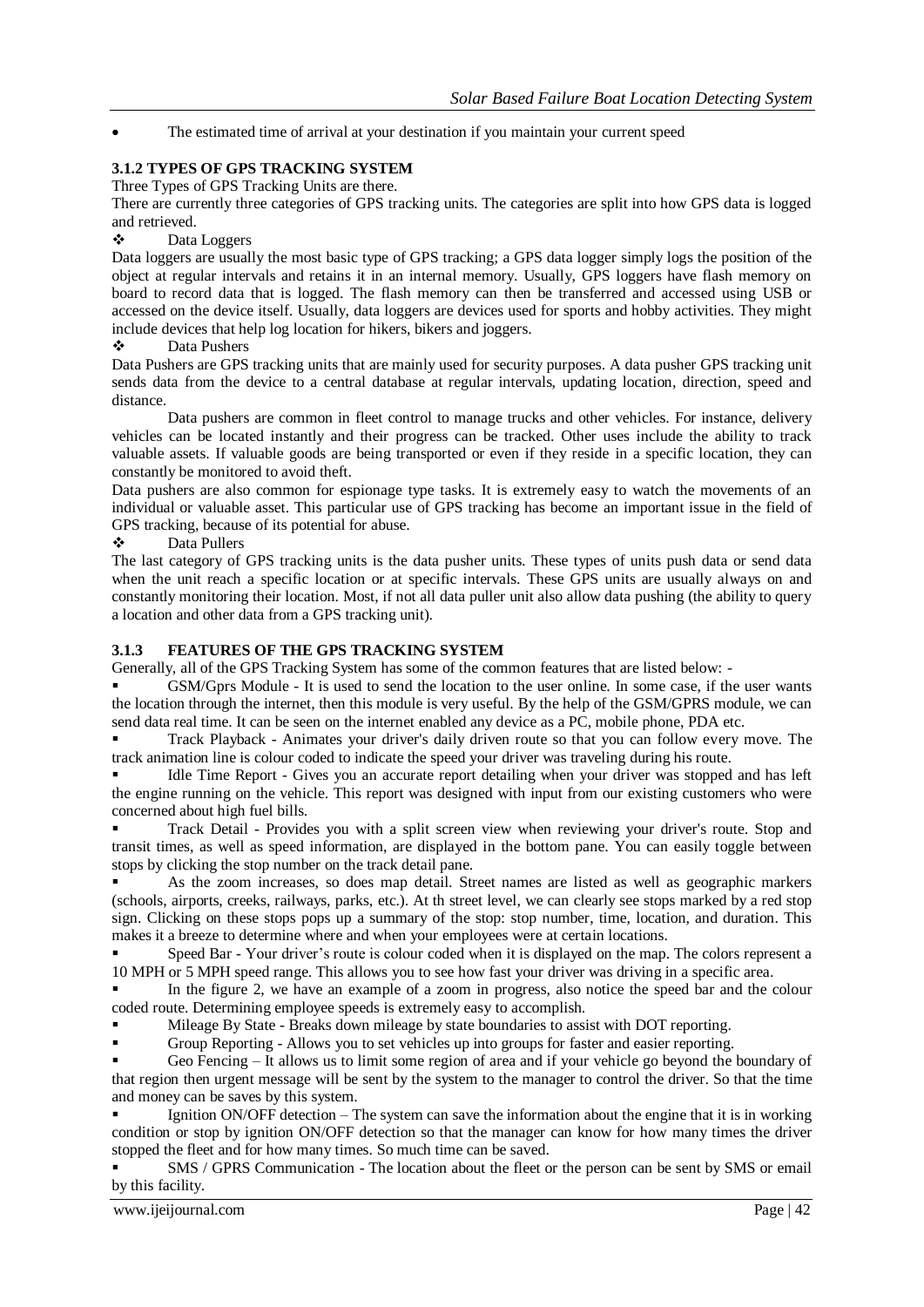- The estimated time of arrival at your destination if you maintain your current speed

### 3.1.2 TYPES OF GPS TRACKING SYSTEM

Three Types of GPS Tracking Units are there.

There are currently three categories of GPS tracking units. The categories are split into how GPS data is logged and retrieved.

❖ Data Loggers

Data loggers are usually the most basic type of GPS tracking; a GPS data logger simply logs the position of the object at regular intervals and retains it in an internal memory. Usually, GPS loggers have flash memory on board to record data that is logged. The flash memory can then be transferred and accessed using USB or accessed on the device itself. Usually, data loggers are devices used for sports and hobby activities. They might include devices that help log location for hikers, bikers and joggers.

❖ Data Pushers

Data Pushers are GPS tracking units that are mainly used for security purposes. A data pusher GPS tracking unit sends data from the device to a central database at regular intervals, updating location, direction, speed and distance.

Data pushers are common in fleet control to manage trucks and other vehicles. For instance, delivery vehicles can be located instantly and their progress can be tracked. Other uses include the ability to track valuable assets. If valuable goods are being transported or even if they reside in a specific location, they can constantly be monitored to avoid theft.

Data pushers are also common for espionage type tasks. It is extremely easy to watch the movements of an individual or valuable asset. This particular use of GPS tracking has become an important issue in the field of GPS tracking, because of its potential for abuse.

❖ Data Pullers

The last category of GPS tracking units is the data pusher units. These types of units push data or send data when the unit reach a specific location or at specific intervals. These GPS units are usually always on and constantly monitoring their location. Most, if not all data puller unit also allow data pushing (the ability to query a location and other data from a GPS tracking unit).

### 3.1.3 FEATURES OF THE GPS TRACKING SYSTEM

Generally, all of the GPS Tracking System has some of the common features that are listed below: -

- GSM/Gprs Module - It is used to send the location to the user online. In some case, if the user wants the location through the internet, then this module is very useful. By the help of the GSM/GPRS module, we can send data real time. It can be seen on the internet enabled any device as a PC, mobile phone, PDA etc.
- Track Playback - Animates your driver's daily driven route so that you can follow every move. The track animation line is colour coded to indicate the speed your driver was traveling during his route.
- Idle Time Report - Gives you an accurate report detailing when your driver was stopped and has left the engine running on the vehicle. This report was designed with input from our existing customers who were concerned about high fuel bills.
- Track Detail - Provides you with a split screen view when reviewing your driver's route. Stop and transit times, as well as speed information, are displayed in the bottom pane. You can easily toggle between stops by clicking the stop number on the track detail pane.
- As the zoom increases, so does map detail. Street names are listed as well as geographic markers (schools, airports, creeks, railways, parks, etc.). At th street level, we can clearly see stops marked by a red stop sign. Clicking on these stops pops up a summary of the stop: stop number, time, location, and duration. This makes it a breeze to determine where and when your employees were at certain locations.
- Speed Bar - Your driver's route is colour coded when it is displayed on the map. The colors represent a 10 MPH or 5 MPH speed range. This allows you to see how fast your driver was driving in a specific area.
- In the figure 2, we have an example of a zoom in progress, also notice the speed bar and the colour coded route. Determining employee speeds is extremely easy to accomplish.
- Mileage By State - Breaks down mileage by state boundaries to assist with DOT reporting.
- Group Reporting - Allows you to set vehicles up into groups for faster and easier reporting.
- Geo Fencing – It allows us to limit some region of area and if your vehicle go beyond the boundary of that region then urgent message will be sent by the system to the manager to control the driver. So that the time and money can be saves by this system.
- Ignition ON/OFF detection – The system can save the information about the engine that it is in working condition or stop by ignition ON/OFF detection so that the manager can know for how many times the driver stopped the fleet and for how many times. So much time can be saved.
- SMS / GPRS Communication - The location about the fleet or the person can be sent by SMS or email by this facility.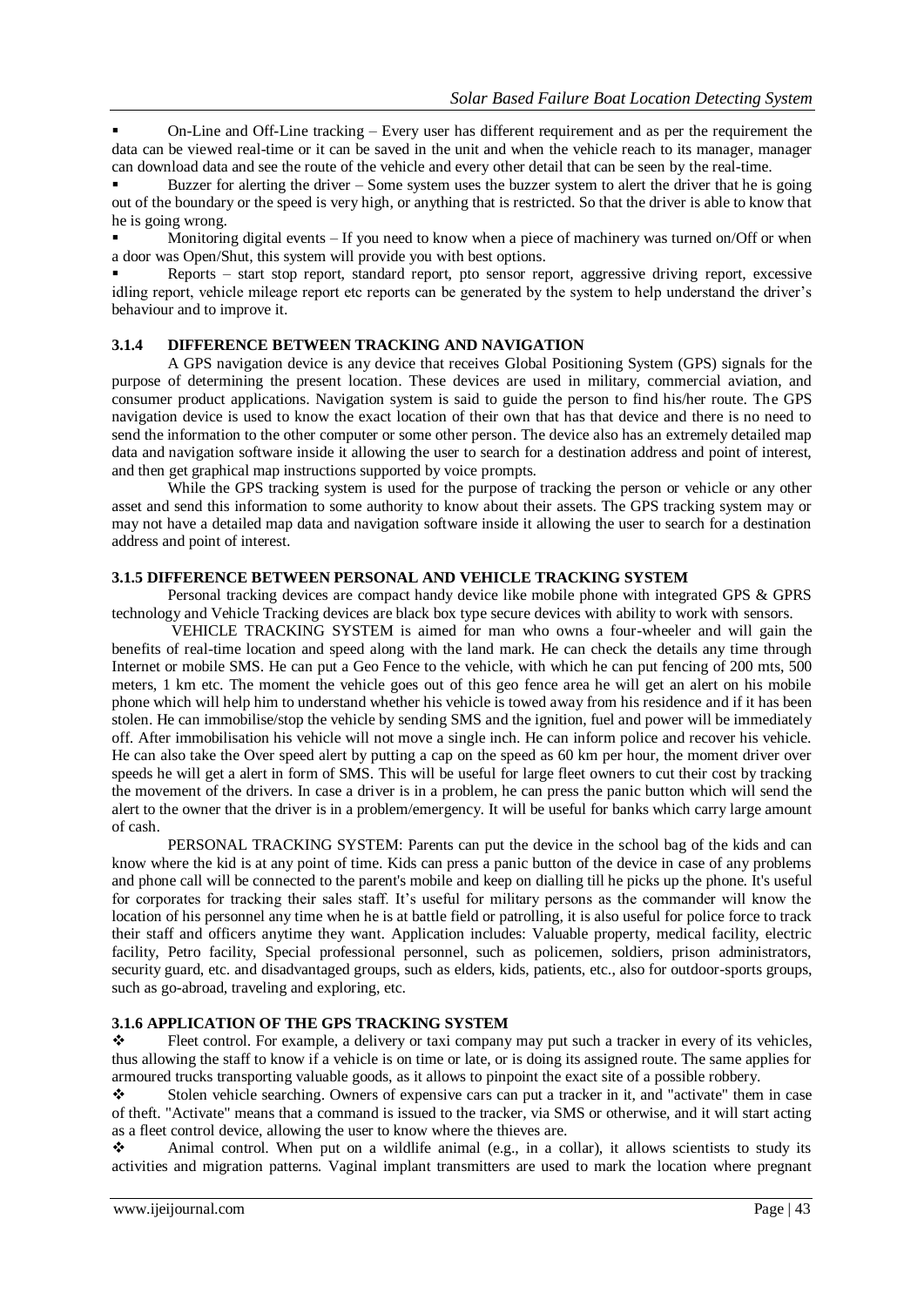- On-Line and Off-Line tracking – Every user has different requirement and as per the requirement the data can be viewed real-time or it can be saved in the unit and when the vehicle reach to its manager, manager can download data and see the route of the vehicle and every other detail that can be seen by the real-time.
- Buzzer for alerting the driver – Some system uses the buzzer system to alert the driver that he is going out of the boundary or the speed is very high, or anything that is restricted. So that the driver is able to know that he is going wrong.
- Monitoring digital events – If you need to know when a piece of machinery was turned on/Off or when a door was Open/Shut, this system will provide you with best options.
- Reports – start stop report, standard report, pto sensor report, aggressive driving report, excessive idling report, vehicle mileage report etc reports can be generated by the system to help understand the driver's behaviour and to improve it.

### 3.1.4 DIFFERENCE BETWEEN TRACKING AND NAVIGATION

A GPS navigation device is any device that receives Global Positioning System (GPS) signals for the purpose of determining the present location. These devices are used in military, commercial aviation, and consumer product applications. Navigation system is said to guide the person to find his/her route. The GPS navigation device is used to know the exact location of their own that has that device and there is no need to send the information to the other computer or some other person. The device also has an extremely detailed map data and navigation software inside it allowing the user to search for a destination address and point of interest, and then get graphical map instructions supported by voice prompts.

While the GPS tracking system is used for the purpose of tracking the person or vehicle or any other asset and send this information to some authority to know about their assets. The GPS tracking system may or may not have a detailed map data and navigation software inside it allowing the user to search for a destination address and point of interest.

### 3.1.5 DIFFERENCE BETWEEN PERSONAL AND VEHICLE TRACKING SYSTEM

Personal tracking devices are compact handy device like mobile phone with integrated GPS & GPRS technology and Vehicle Tracking devices are black box type secure devices with ability to work with sensors.

VEHICLE TRACKING SYSTEM is aimed for man who owns a four-wheeler and will gain the benefits of real-time location and speed along with the land mark. He can check the details any time through Internet or mobile SMS. He can put a Geo Fence to the vehicle, with which he can put fencing of 200 mts, 500 meters, 1 km etc. The moment the vehicle goes out of this geo fence area he will get an alert on his mobile phone which will help him to understand whether his vehicle is towed away from his residence and if it has been stolen. He can immobilise/stop the vehicle by sending SMS and the ignition, fuel and power will be immediately off. After immobilisation his vehicle will not move a single inch. He can inform police and recover his vehicle. He can also take the Over speed alert by putting a cap on the speed as 60 km per hour, the moment driver over speeds he will get a alert in form of SMS. This will be useful for large fleet owners to cut their cost by tracking the movement of the drivers. In case a driver is in a problem, he can press the panic button which will send the alert to the owner that the driver is in a problem/emergency. It will be useful for banks which carry large amount of cash.

PERSONAL TRACKING SYSTEM: Parents can put the device in the school bag of the kids and can know where the kid is at any point of time. Kids can press a panic button of the device in case of any problems and phone call will be connected to the parent's mobile and keep on dialling till he picks up the phone. It's useful for corporates for tracking their sales staff. It's useful for military persons as the commander will know the location of his personnel any time when he is at battle field or patrolling, it is also useful for police force to track their staff and officers anytime they want. Application includes: Valuable property, medical facility, electric facility, Petro facility, Special professional personnel, such as policemen, soldiers, prison administrators, security guard, etc. and disadvantaged groups, such as elders, kids, patients, etc., also for outdoor-sports groups, such as go-abroad, traveling and exploring, etc.

### 3.1.6 APPLICATION OF THE GPS TRACKING SYSTEM

- Fleet control. For example, a delivery or taxi company may put such a tracker in every of its vehicles, thus allowing the staff to know if a vehicle is on time or late, or is doing its assigned route. The same applies for armoured trucks transporting valuable goods, as it allows to pinpoint the exact site of a possible robbery.
- Stolen vehicle searching. Owners of expensive cars can put a tracker in it, and "activate" them in case of theft. "Activate" means that a command is issued to the tracker, via SMS or otherwise, and it will start acting as a fleet control device, allowing the user to know where the thieves are.
- Animal control. When put on a wildlife animal (e.g., in a collar), it allows scientists to study its activities and migration patterns. Vaginal implant transmitters are used to mark the location where pregnant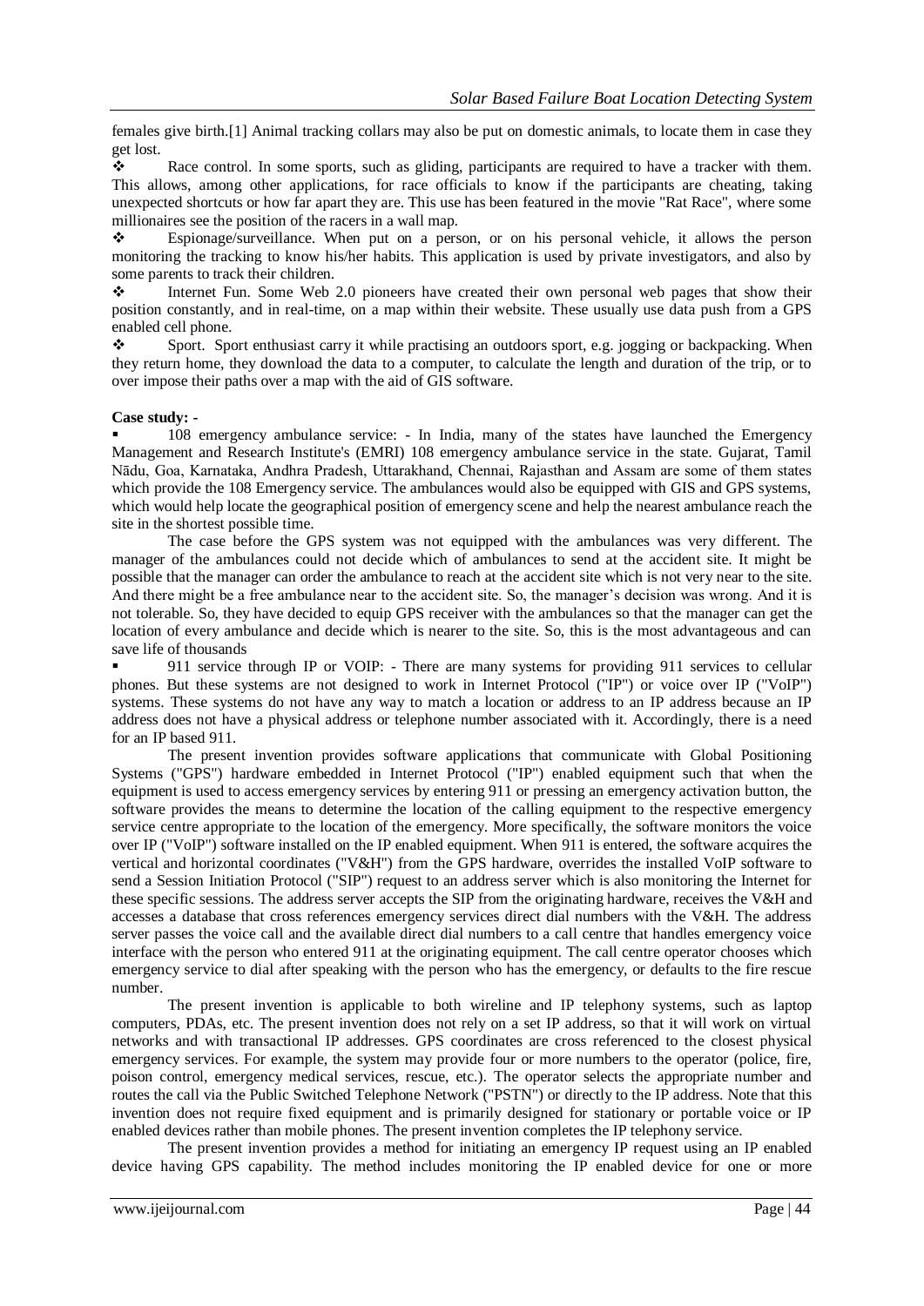females give birth.[1] Animal tracking collars may also be put on domestic animals, to locate them in case they get lost.

- Race control. In some sports, such as gliding, participants are required to have a tracker with them. This allows, among other applications, for race officials to know if the participants are cheating, taking unexpected shortcuts or how far apart they are. This use has been featured in the movie "Rat Race", where some millionaires see the position of the racers in a wall map.
- Espionage/surveillance. When put on a person, or on his personal vehicle, it allows the person monitoring the tracking to know his/her habits. This application is used by private investigators, and also by some parents to track their children.
- Internet Fun. Some Web 2.0 pioneers have created their own personal web pages that show their position constantly, and in real-time, on a map within their website. These usually use data push from a GPS enabled cell phone.
- Sport. Sport enthusiast carry it while practising an outdoors sport, e.g. jogging or backpacking. When they return home, they download the data to a computer, to calculate the length and duration of the trip, or to over impose their paths over a map with the aid of GIS software.

**Case study: -**

- 108 emergency ambulance service: - In India, many of the states have launched the Emergency Management and Research Institute's (EMRI) 108 emergency ambulance service in the state. Gujarat, Tamil Nādu, Goa, Karnataka, Andhra Pradesh, Uttarakhand, Chennai, Rajasthan and Assam are some of them states which provide the 108 Emergency service. The ambulances would also be equipped with GIS and GPS systems, which would help locate the geographical position of emergency scene and help the nearest ambulance reach the site in the shortest possible time.

  The case before the GPS system was not equipped with the ambulances was very different. The manager of the ambulances could not decide which of ambulances to send at the accident site. It might be possible that the manager can order the ambulance to reach at the accident site which is not very near to the site. And there might be a free ambulance near to the accident site. So, the manager's decision was wrong. And it is not tolerable. So, they have decided to equip GPS receiver with the ambulances so that the manager can get the location of every ambulance and decide which is nearer to the site. So, this is the most advantageous and can save life of thousands

- 911 service through IP or VOIP: - There are many systems for providing 911 services to cellular phones. But these systems are not designed to work in Internet Protocol ("IP") or voice over IP ("VoIP") systems. These systems do not have any way to match a location or address to an IP address because an IP address does not have a physical address or telephone number associated with it. Accordingly, there is a need for an IP based 911.

  The present invention provides software applications that communicate with Global Positioning Systems ("GPS") hardware embedded in Internet Protocol ("IP") enabled equipment such that when the equipment is used to access emergency services by entering 911 or pressing an emergency activation button, the software provides the means to determine the location of the calling equipment to the respective emergency service centre appropriate to the location of the emergency. More specifically, the software monitors the voice over IP ("VoIP") software installed on the IP enabled equipment. When 911 is entered, the software acquires the vertical and horizontal coordinates ("V&H") from the GPS hardware, overrides the installed VoIP software to send a Session Initiation Protocol ("SIP") request to an address server which is also monitoring the Internet for these specific sessions. The address server accepts the SIP from the originating hardware, receives the V&H and accesses a database that cross references emergency services direct dial numbers with the V&H. The address server passes the voice call and the available direct dial numbers to a call centre that handles emergency voice interface with the person who entered 911 at the originating equipment. The call centre operator chooses which emergency service to dial after speaking with the person who has the emergency, or defaults to the fire rescue number.

  The present invention is applicable to both wireline and IP telephony systems, such as laptop computers, PDAs, etc. The present invention does not rely on a set IP address, so that it will work on virtual networks and with transactional IP addresses. GPS coordinates are cross referenced to the closest physical emergency services. For example, the system may provide four or more numbers to the operator (police, fire, poison control, emergency medical services, rescue, etc.). The operator selects the appropriate number and routes the call via the Public Switched Telephone Network ("PSTN") or directly to the IP address. Note that this invention does not require fixed equipment and is primarily designed for stationary or portable voice or IP enabled devices rather than mobile phones. The present invention completes the IP telephony service.

  The present invention provides a method for initiating an emergency IP request using an IP enabled device having GPS capability. The method includes monitoring the IP enabled device for one or more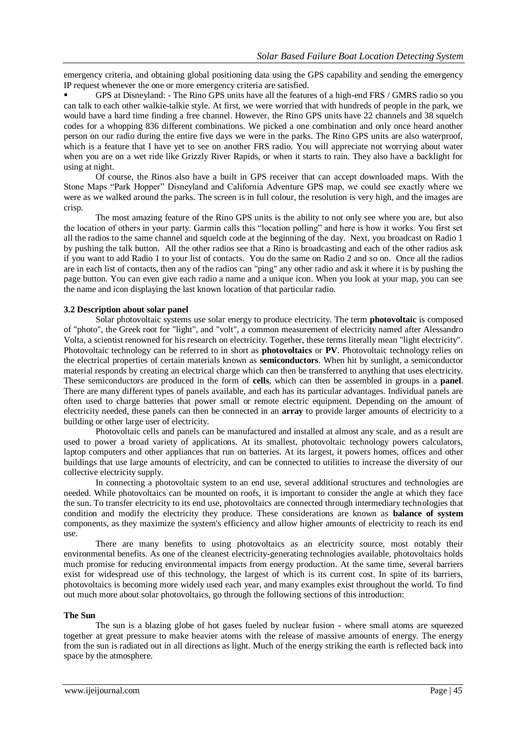emergency criteria, and obtaining global positioning data using the GPS capability and sending the emergency IP request whenever the one or more emergency criteria are satisfied.

- GPS at Disneyland: - The Rino GPS units have all the features of a high-end FRS / GMRS radio so you can talk to each other walkie-talkie style. At first, we were worried that with hundreds of people in the park, we would have a hard time finding a free channel. However, the Rino GPS units have 22 channels and 38 squelch codes for a whopping 836 different combinations. We picked a one combination and only once heard another person on our radio during the entire five days we were in the parks. The Rino GPS units are also waterproof, which is a feature that I have yet to see on another FRS radio. You will appreciate not worrying about water when you are on a wet ride like Grizzly River Rapids, or when it starts to rain. They also have a backlight for using at night.

Of course, the Rinos also have a built in GPS receiver that can accept downloaded maps. With the Stone Maps "Park Hopper" Disneyland and California Adventure GPS map, we could see exactly where we were as we walked around the parks. The screen is in full colour, the resolution is very high, and the images are crisp.

The most amazing feature of the Rino GPS units is the ability to not only see where you are, but also the location of others in your party. Garmin calls this "location polling" and here is how it works. You first set all the radios to the same channel and squelch code at the beginning of the day. Next, you broadcast on Radio 1 by pushing the talk button. All the other radios see that a Rino is broadcasting and each of the other radios ask if you want to add Radio 1 to your list of contacts. You do the same on Radio 2 and so on. Once all the radios are in each list of contacts, then any of the radios can "ping" any other radio and ask it where it is by pushing the page button. You can even give each radio a name and a unique icon. When you look at your map, you can see the name and icon displaying the last known location of that particular radio.

### 3.2 Description about solar panel

Solar photovoltaic systems use solar energy to produce electricity. The term **photovoltaic** is composed of "photo", the Greek root for "light", and "volt", a common measurement of electricity named after Alessandro Volta, a scientist renowned for his research on electricity. Together, these terms literally mean "light electricity". Photovoltaic technology can be referred to in short as **photovoltaics** or **PV**. Photovoltaic technology relies on the electrical properties of certain materials known as **semiconductors**. When hit by sunlight, a semiconductor material responds by creating an electrical charge which can then be transferred to anything that uses electricity. These semiconductors are produced in the form of **cells**, which can then be assembled in groups in a **panel**. There are many different types of panels available, and each has its particular advantages. Individual panels are often used to charge batteries that power small or remote electric equipment. Depending on the amount of electricity needed, these panels can then be connected in an **array** to provide larger amounts of electricity to a building or other large user of electricity.

Photovoltaic cells and panels can be manufactured and installed at almost any scale, and as a result are used to power a broad variety of applications. At its smallest, photovoltaic technology powers calculators, laptop computers and other appliances that run on batteries. At its largest, it powers homes, offices and other buildings that use large amounts of electricity, and can be connected to utilities to increase the diversity of our collective electricity supply.

In connecting a photovoltaic system to an end use, several additional structures and technologies are needed. While photovoltaics can be mounted on roofs, it is important to consider the angle at which they face the sun. To transfer electricity to its end use, photovoltaics are connected through intermediary technologies that condition and modify the electricity they produce. These considerations are known as **balance of system** components, as they maximize the system's efficiency and allow higher amounts of electricity to reach its end use.

There are many benefits to using photovoltaics as an electricity source, most notably their environmental benefits. As one of the cleanest electricity-generating technologies available, photovoltaics holds much promise for reducing environmental impacts from energy production. At the same time, several barriers exist for widespread use of this technology, the largest of which is its current cost. In spite of its barriers, photovoltaics is becoming more widely used each year, and many examples exist throughout the world. To find out much more about solar photovoltaics, go through the following sections of this introduction:

#### The Sun

The sun is a blazing globe of hot gases fueled by nuclear fusion - where small atoms are squeezed together at great pressure to make heavier atoms with the release of massive amounts of energy. The energy from the sun is radiated out in all directions as light. Much of the energy striking the earth is reflected back into space by the atmosphere.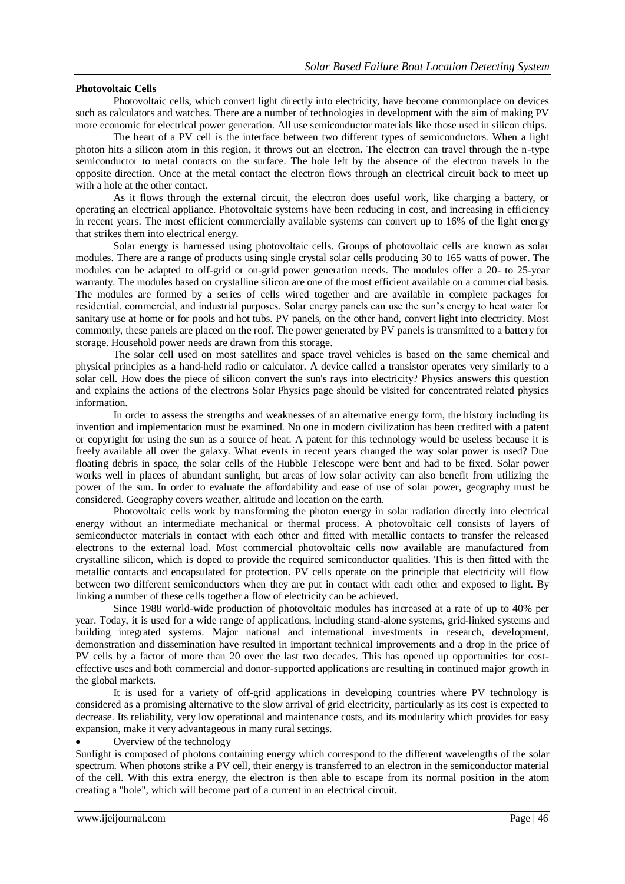**Photovoltaic Cells**

Photovoltaic cells, which convert light directly into electricity, have become commonplace on devices such as calculators and watches. There are a number of technologies in development with the aim of making PV more economic for electrical power generation. All use semiconductor materials like those used in silicon chips.

The heart of a PV cell is the interface between two different types of semiconductors. When a light photon hits a silicon atom in this region, it throws out an electron. The electron can travel through the n-type semiconductor to metal contacts on the surface. The hole left by the absence of the electron travels in the opposite direction. Once at the metal contact the electron flows through an electrical circuit back to meet up with a hole at the other contact.

As it flows through the external circuit, the electron does useful work, like charging a battery, or operating an electrical appliance. Photovoltaic systems have been reducing in cost, and increasing in efficiency in recent years. The most efficient commercially available systems can convert up to 16% of the light energy that strikes them into electrical energy.

Solar energy is harnessed using photovoltaic cells. Groups of photovoltaic cells are known as solar modules. There are a range of products using single crystal solar cells producing 30 to 165 watts of power. The modules can be adapted to off-grid or on-grid power generation needs. The modules offer a 20- to 25-year warranty. The modules based on crystalline silicon are one of the most efficient available on a commercial basis. The modules are formed by a series of cells wired together and are available in complete packages for residential, commercial, and industrial purposes. Solar energy panels can use the sun's energy to heat water for sanitary use at home or for pools and hot tubs. PV panels, on the other hand, convert light into electricity. Most commonly, these panels are placed on the roof. The power generated by PV panels is transmitted to a battery for storage. Household power needs are drawn from this storage.

The solar cell used on most satellites and space travel vehicles is based on the same chemical and physical principles as a hand-held radio or calculator. A device called a transistor operates very similarly to a solar cell. How does the piece of silicon convert the sun's rays into electricity? Physics answers this question and explains the actions of the electrons Solar Physics page should be visited for concentrated related physics information.

In order to assess the strengths and weaknesses of an alternative energy form, the history including its invention and implementation must be examined. No one in modern civilization has been credited with a patent or copyright for using the sun as a source of heat. A patent for this technology would be useless because it is freely available all over the galaxy. What events in recent years changed the way solar power is used? Due floating debris in space, the solar cells of the Hubble Telescope were bent and had to be fixed. Solar power works well in places of abundant sunlight, but areas of low solar activity can also benefit from utilizing the power of the sun. In order to evaluate the affordability and ease of use of solar power, geography must be considered. Geography covers weather, altitude and location on the earth.

Photovoltaic cells work by transforming the photon energy in solar radiation directly into electrical energy without an intermediate mechanical or thermal process. A photovoltaic cell consists of layers of semiconductor materials in contact with each other and fitted with metallic contacts to transfer the released electrons to the external load. Most commercial photovoltaic cells now available are manufactured from crystalline silicon, which is doped to provide the required semiconductor qualities. This is then fitted with the metallic contacts and encapsulated for protection. PV cells operate on the principle that electricity will flow between two different semiconductors when they are put in contact with each other and exposed to light. By linking a number of these cells together a flow of electricity can be achieved.

Since 1988 world-wide production of photovoltaic modules has increased at a rate of up to 40% per year. Today, it is used for a wide range of applications, including stand-alone systems, grid-linked systems and building integrated systems. Major national and international investments in research, development, demonstration and dissemination have resulted in important technical improvements and a drop in the price of PV cells by a factor of more than 20 over the last two decades. This has opened up opportunities for cost-effective uses and both commercial and donor-supported applications are resulting in continued major growth in the global markets.

It is used for a variety of off-grid applications in developing countries where PV technology is considered as a promising alternative to the slow arrival of grid electricity, particularly as its cost is expected to decrease. Its reliability, very low operational and maintenance costs, and its modularity which provides for easy expansion, make it very advantageous in many rural settings.

- Overview of the technology

Sunlight is composed of photons containing energy which correspond to the different wavelengths of the solar spectrum. When photons strike a PV cell, their energy is transferred to an electron in the semiconductor material of the cell. With this extra energy, the electron is then able to escape from its normal position in the atom creating a "hole", which will become part of a current in an electrical circuit.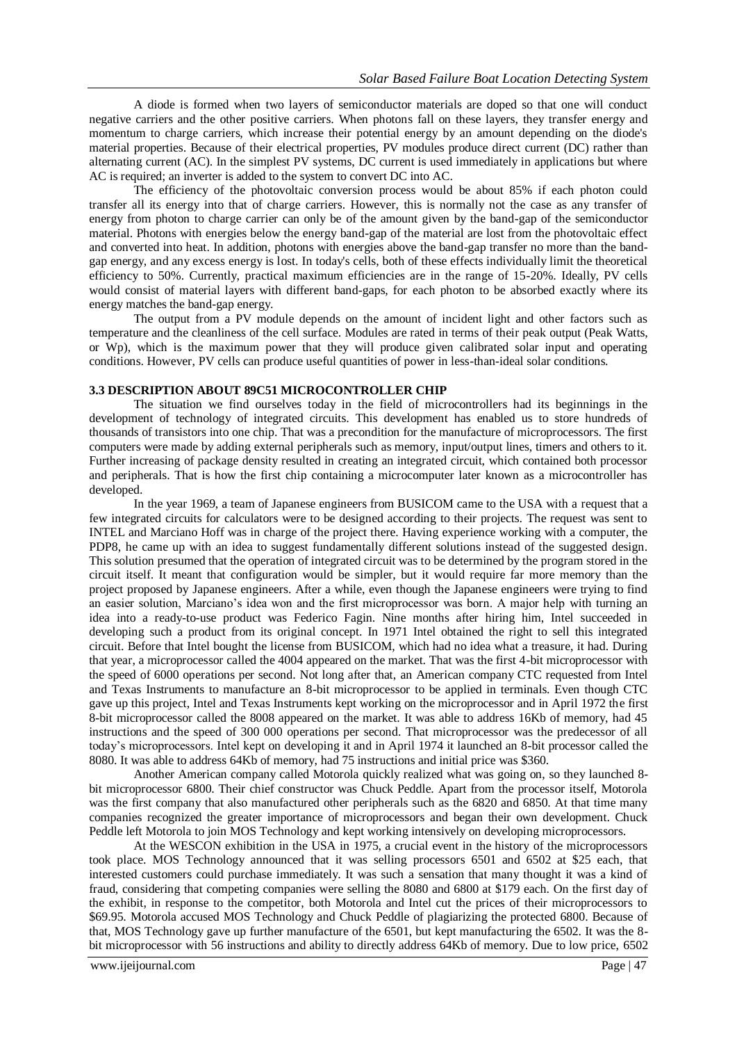A diode is formed when two layers of semiconductor materials are doped so that one will conduct negative carriers and the other positive carriers. When photons fall on these layers, they transfer energy and momentum to charge carriers, which increase their potential energy by an amount depending on the diode's material properties. Because of their electrical properties, PV modules produce direct current (DC) rather than alternating current (AC). In the simplest PV systems, DC current is used immediately in applications but where AC is required; an inverter is added to the system to convert DC into AC.

The efficiency of the photovoltaic conversion process would be about 85% if each photon could transfer all its energy into that of charge carriers. However, this is normally not the case as any transfer of energy from photon to charge carrier can only be of the amount given by the band-gap of the semiconductor material. Photons with energies below the energy band-gap of the material are lost from the photovoltaic effect and converted into heat. In addition, photons with energies above the band-gap transfer no more than the band-gap energy, and any excess energy is lost. In today's cells, both of these effects individually limit the theoretical efficiency to 50%. Currently, practical maximum efficiencies are in the range of 15-20%. Ideally, PV cells would consist of material layers with different band-gaps, for each photon to be absorbed exactly where its energy matches the band-gap energy.

The output from a PV module depends on the amount of incident light and other factors such as temperature and the cleanliness of the cell surface. Modules are rated in terms of their peak output (Peak Watts, or Wp), which is the maximum power that they will produce given calibrated solar input and operating conditions. However, PV cells can produce useful quantities of power in less-than-ideal solar conditions.

### 3.3 DESCRIPTION ABOUT 89C51 MICROCONTROLLER CHIP

The situation we find ourselves today in the field of microcontrollers had its beginnings in the development of technology of integrated circuits. This development has enabled us to store hundreds of thousands of transistors into one chip. That was a precondition for the manufacture of microprocessors. The first computers were made by adding external peripherals such as memory, input/output lines, timers and others to it. Further increasing of package density resulted in creating an integrated circuit, which contained both processor and peripherals. That is how the first chip containing a microcomputer later known as a microcontroller has developed.

In the year 1969, a team of Japanese engineers from BUSICOM came to the USA with a request that a few integrated circuits for calculators were to be designed according to their projects. The request was sent to INTEL and Marciano Hoff was in charge of the project there. Having experience working with a computer, the PDP8, he came up with an idea to suggest fundamentally different solutions instead of the suggested design. This solution presumed that the operation of integrated circuit was to be determined by the program stored in the circuit itself. It meant that configuration would be simpler, but it would require far more memory than the project proposed by Japanese engineers. After a while, even though the Japanese engineers were trying to find an easier solution, Marciano's idea won and the first microprocessor was born. A major help with turning an idea into a ready-to-use product was Federico Fagin. Nine months after hiring him, Intel succeeded in developing such a product from its original concept. In 1971 Intel obtained the right to sell this integrated circuit. Before that Intel bought the license from BUSICOM, which had no idea what a treasure, it had. During that year, a microprocessor called the 4004 appeared on the market. That was the first 4-bit microprocessor with the speed of 6000 operations per second. Not long after that, an American company CTC requested from Intel and Texas Instruments to manufacture an 8-bit microprocessor to be applied in terminals. Even though CTC gave up this project, Intel and Texas Instruments kept working on the microprocessor and in April 1972 the first 8-bit microprocessor called the 8008 appeared on the market. It was able to address 16Kb of memory, had 45 instructions and the speed of 300 000 operations per second. That microprocessor was the predecessor of all today's microprocessors. Intel kept on developing it and in April 1974 it launched an 8-bit processor called the 8080. It was able to address 64Kb of memory, had 75 instructions and initial price was $360.

Another American company called Motorola quickly realized what was going on, so they launched 8-bit microprocessor 6800. Their chief constructor was Chuck Peddle. Apart from the processor itself, Motorola was the first company that also manufactured other peripherals such as the 6820 and 6850. At that time many companies recognized the greater importance of microprocessors and began their own development. Chuck Peddle left Motorola to join MOS Technology and kept working intensively on developing microprocessors.

At the WESCON exhibition in the USA in 1975, a crucial event in the history of the microprocessors took place. MOS Technology announced that it was selling processors 6501 and 6502 at $25 each, that interested customers could purchase immediately. It was such a sensation that many thought it was a kind of fraud, considering that competing companies were selling the 8080 and 6800 at $179 each. On the first day of the exhibit, in response to the competitor, both Motorola and Intel cut the prices of their microprocessors to $69.95. Motorola accused MOS Technology and Chuck Peddle of plagiarizing the protected 6800. Because of that, MOS Technology gave up further manufacture of the 6501, but kept manufacturing the 6502. It was the 8-bit microprocessor with 56 instructions and ability to directly address 64Kb of memory. Due to low price, 6502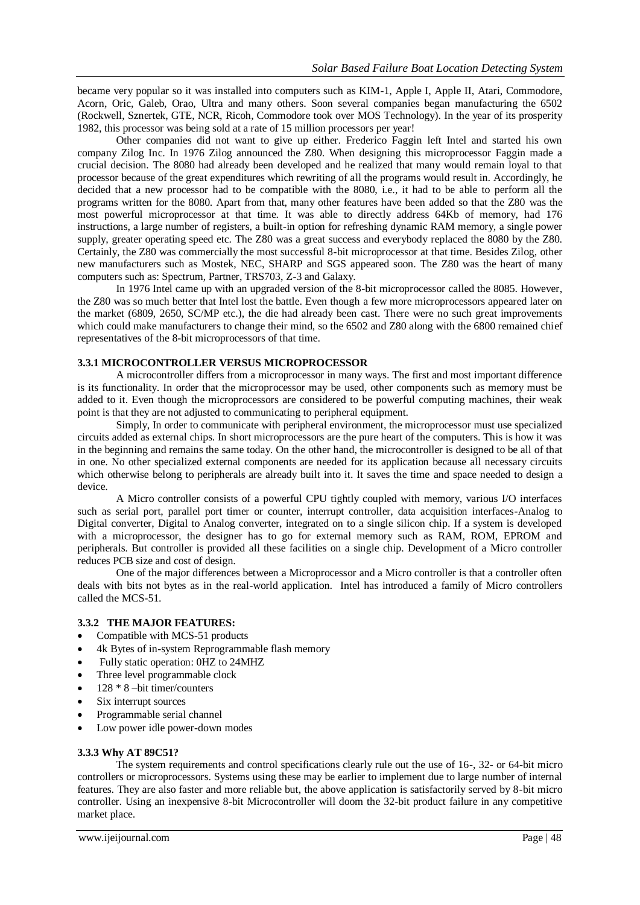became very popular so it was installed into computers such as KIM-1, Apple I, Apple II, Atari, Commodore, Acorn, Oric, Galeb, Orao, Ultra and many others. Soon several companies began manufacturing the 6502 (Rockwell, Sznertek, GTE, NCR, Ricoh, Commodore took over MOS Technology). In the year of its prosperity 1982, this processor was being sold at a rate of 15 million processors per year!

Other companies did not want to give up either. Frederico Faggin left Intel and started his own company Zilog Inc. In 1976 Zilog announced the Z80. When designing this microprocessor Faggin made a crucial decision. The 8080 had already been developed and he realized that many would remain loyal to that processor because of the great expenditures which rewriting of all the programs would result in. Accordingly, he decided that a new processor had to be compatible with the 8080, i.e., it had to be able to perform all the programs written for the 8080. Apart from that, many other features have been added so that the Z80 was the most powerful microprocessor at that time. It was able to directly address 64Kb of memory, had 176 instructions, a large number of registers, a built-in option for refreshing dynamic RAM memory, a single power supply, greater operating speed etc. The Z80 was a great success and everybody replaced the 8080 by the Z80. Certainly, the Z80 was commercially the most successful 8-bit microprocessor at that time. Besides Zilog, other new manufacturers such as Mostek, NEC, SHARP and SGS appeared soon. The Z80 was the heart of many computers such as: Spectrum, Partner, TRS703, Z-3 and Galaxy.

In 1976 Intel came up with an upgraded version of the 8-bit microprocessor called the 8085. However, the Z80 was so much better that Intel lost the battle. Even though a few more microprocessors appeared later on the market (6809, 2650, SC/MP etc.), the die had already been cast. There were no such great improvements which could make manufacturers to change their mind, so the 6502 and Z80 along with the 6800 remained chief representatives of the 8-bit microprocessors of that time.

### 3.3.1 MICROCONTROLLER VERSUS MICROPROCESSOR

A microcontroller differs from a microprocessor in many ways. The first and most important difference is its functionality. In order that the microprocessor may be used, other components such as memory must be added to it. Even though the microprocessors are considered to be powerful computing machines, their weak point is that they are not adjusted to communicating to peripheral equipment.

Simply, In order to communicate with peripheral environment, the microprocessor must use specialized circuits added as external chips. In short microprocessors are the pure heart of the computers. This is how it was in the beginning and remains the same today. On the other hand, the microcontroller is designed to be all of that in one. No other specialized external components are needed for its application because all necessary circuits which otherwise belong to peripherals are already built into it. It saves the time and space needed to design a device.

A Micro controller consists of a powerful CPU tightly coupled with memory, various I/O interfaces such as serial port, parallel port timer or counter, interrupt controller, data acquisition interfaces-Analog to Digital converter, Digital to Analog converter, integrated on to a single silicon chip. If a system is developed with a microprocessor, the designer has to go for external memory such as RAM, ROM, EPROM and peripherals. But controller is provided all these facilities on a single chip. Development of a Micro controller reduces PCB size and cost of design.

One of the major differences between a Microprocessor and a Micro controller is that a controller often deals with bits not bytes as in the real-world application. Intel has introduced a family of Micro controllers called the MCS-51.

### 3.3.2 THE MAJOR FEATURES:

- Compatible with MCS-51 products
- 4k Bytes of in-system Reprogrammable flash memory
- Fully static operation: 0HZ to 24MHZ
- Three level programmable clock
- 128 * 8 –bit timer/counters
- Six interrupt sources
- Programmable serial channel
- Low power idle power-down modes

### 3.3.3 Why AT 89C51?

The system requirements and control specifications clearly rule out the use of 16-, 32- or 64-bit micro controllers or microprocessors. Systems using these may be earlier to implement due to large number of internal features. They are also faster and more reliable but, the above application is satisfactorily served by 8-bit micro controller. Using an inexpensive 8-bit Microcontroller will doom the 32-bit product failure in any competitive market place.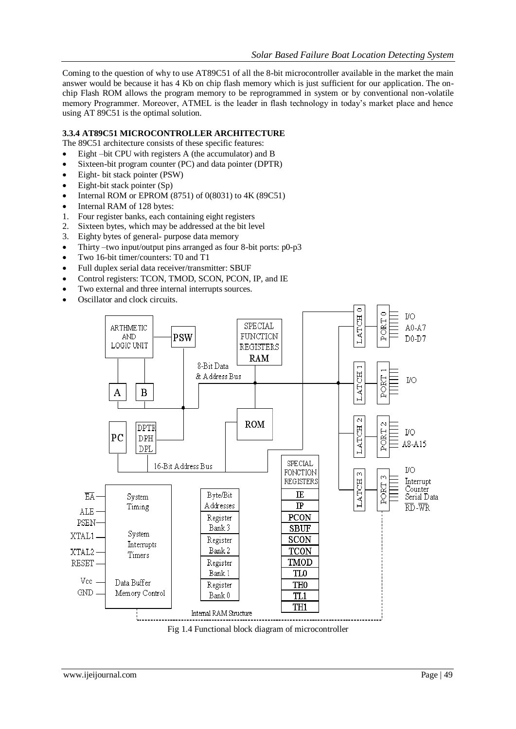Coming to the question of why to use AT89C51 of all the 8-bit microcontroller available in the market the main answer would be because it has 4 Kb on chip flash memory which is just sufficient for our application. The on-chip Flash ROM allows the program memory to be reprogrammed in system or by conventional non-volatile memory Programmer. Moreover, ATMEL is the leader in flash technology in today's market place and hence using AT 89C51 is the optimal solution.

### 3.3.4 AT89C51 MICROCONTROLLER ARCHITECTURE

The 89C51 architecture consists of these specific features:

- Eight –bit CPU with registers A (the accumulator) and B
- Sixteen-bit program counter (PC) and data pointer (DPTR)
- Eight- bit stack pointer (PSW)
- Eight-bit stack pointer (Sp)
- Internal ROM or EPROM (8751) of 0(8031) to 4K (89C51)
- Internal RAM of 128 bytes:

1. Four register banks, each containing eight registers
2. Sixteen bytes, which may be addressed at the bit level
3. Eighty bytes of general- purpose data memory

- Thirty –two input/output pins arranged as four 8-bit ports: p0-p3
- Two 16-bit timer/counters: T0 and T1
- Full duplex serial data receiver/transmitter: SBUF
- Control registers: TCON, TMOD, SCON, PCON, IP, and IE
- Two external and three internal interrupts sources.
- Oscillator and clock circuits.

Fig 1.4 Functional block diagram of microcontroller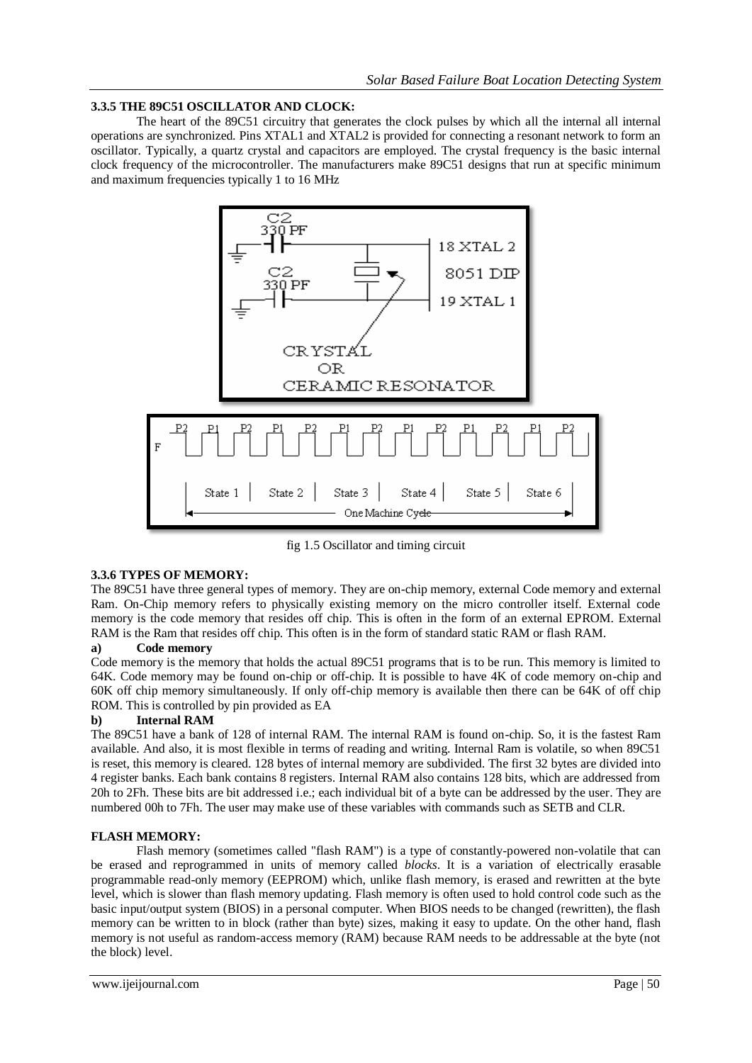**3.3.5 THE 89C51 OSCILLATOR AND CLOCK:**

The heart of the 89C51 circuitry that generates the clock pulses by which all the internal all internal operations are synchronized. Pins XTAL1 and XTAL2 is provided for connecting a resonant network to form an oscillator. Typically, a quartz crystal and capacitors are employed. The crystal frequency is the basic internal clock frequency of the microcontroller. The manufacturers make 89C51 designs that run at specific minimum and maximum frequencies typically 1 to 16 MHz

fig 1.5 Oscillator and timing circuit

**3.3.6 TYPES OF MEMORY:**

The 89C51 have three general types of memory. They are on-chip memory, external Code memory and external Ram. On-Chip memory refers to physically existing memory on the micro controller itself. External code memory is the code memory that resides off chip. This is often in the form of an external EPROM. External RAM is the Ram that resides off chip. This often is in the form of standard static RAM or flash RAM.

**a) Code memory**

Code memory is the memory that holds the actual 89C51 programs that is to be run. This memory is limited to 64K. Code memory may be found on-chip or off-chip. It is possible to have 4K of code memory on-chip and 60K off chip memory simultaneously. If only off-chip memory is available then there can be 64K of off chip ROM. This is controlled by pin provided as EA

**b) Internal RAM**

The 89C51 have a bank of 128 of internal RAM. The internal RAM is found on-chip. So, it is the fastest Ram available. And also, it is most flexible in terms of reading and writing. Internal Ram is volatile, so when 89C51 is reset, this memory is cleared. 128 bytes of internal memory are subdivided. The first 32 bytes are divided into 4 register banks. Each bank contains 8 registers. Internal RAM also contains 128 bits, which are addressed from 20h to 2Fh. These bits are bit addressed i.e.; each individual bit of a byte can be addressed by the user. They are numbered 00h to 7Fh. The user may make use of these variables with commands such as SETB and CLR.

**FLASH MEMORY:**

Flash memory (sometimes called "flash RAM") is a type of constantly-powered non-volatile that can be erased and reprogrammed in units of memory called *blocks*. It is a variation of electrically erasable programmable read-only memory (EEPROM) which, unlike flash memory, is erased and rewritten at the byte level, which is slower than flash memory updating. Flash memory is often used to hold control code such as the basic input/output system (BIOS) in a personal computer. When BIOS needs to be changed (rewritten), the flash memory can be written to in block (rather than byte) sizes, making it easy to update. On the other hand, flash memory is not useful as random-access memory (RAM) because RAM needs to be addressable at the byte (not the block) level.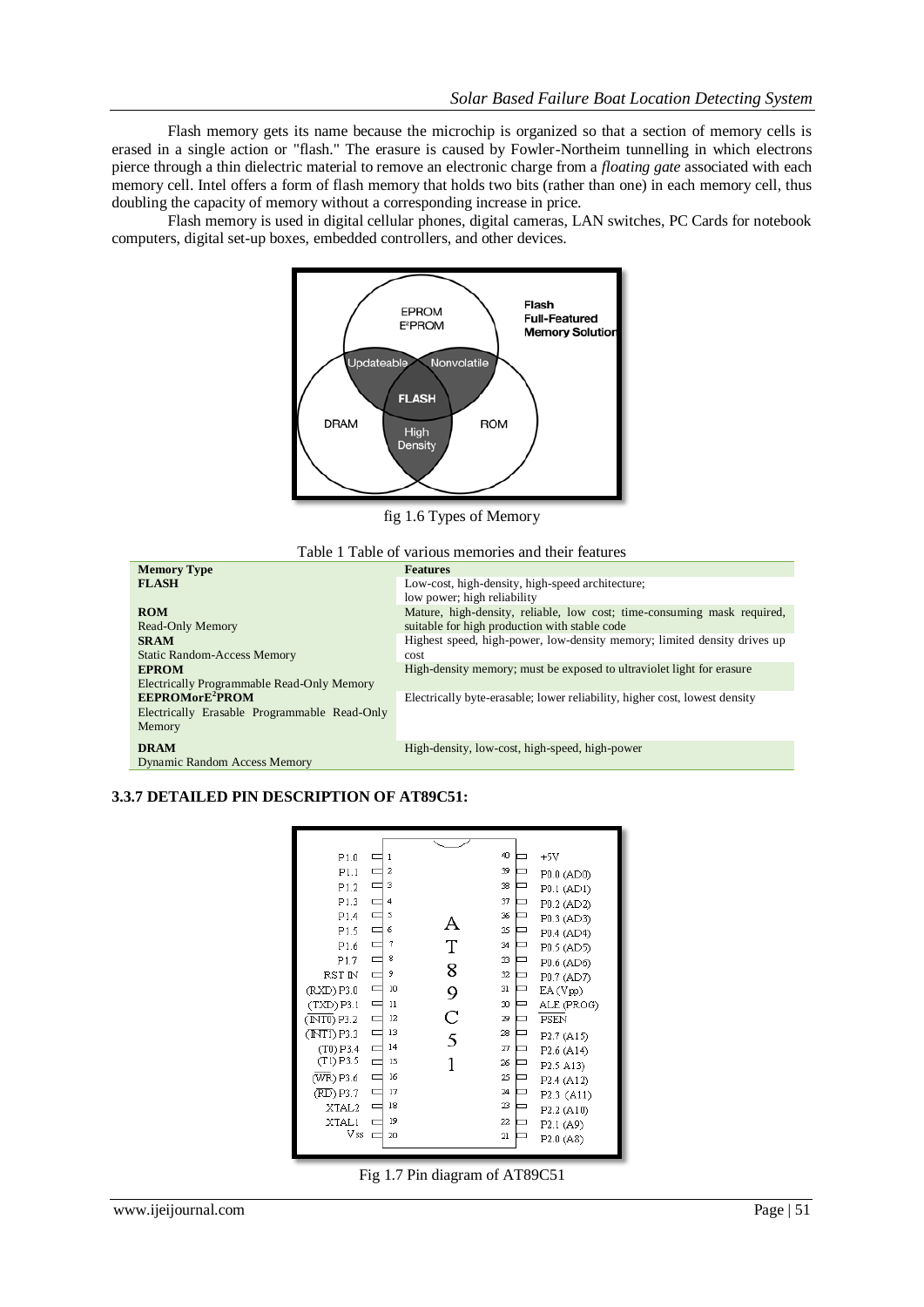Flash memory gets its name because the microchip is organized so that a section of memory cells is erased in a single action or "flash." The erasure is caused by Fowler-Northeim tunnelling in which electrons pierce through a thin dielectric material to remove an electronic charge from a *floating gate* associated with each memory cell. Intel offers a form of flash memory that holds two bits (rather than one) in each memory cell, thus doubling the capacity of memory without a corresponding increase in price.

Flash memory is used in digital cellular phones, digital cameras, LAN switches, PC Cards for notebook computers, digital set-up boxes, embedded controllers, and other devices.

fig 1.6 Types of Memory

Table 1 Table of various memories and their features

| Memory Type | Features |
|---|---|
| **FLASH** | Low-cost, high-density, high-speed architecture; low power; high reliability |
| **ROM** Read-Only Memory | Mature, high-density, reliable, low cost; time-consuming mask required, suitable for high production with stable code |
| **SRAM** Static Random-Access Memory | Highest speed, high-power, low-density memory; limited density drives up cost |
| **EPROM** Electrically Programmable Read-Only Memory | High-density memory; must be exposed to ultraviolet light for erasure |
| **EEPROMorE$^2$PROM** Electrically Erasable Programmable Read-Only Memory | Electrically byte-erasable; lower reliability, higher cost, lowest density |
| **DRAM** Dynamic Random Access Memory | High-density, low-cost, high-speed, high-power |

### 3.3.7 DETAILED PIN DESCRIPTION OF AT89C51:

Fig 1.7 Pin diagram of AT89C51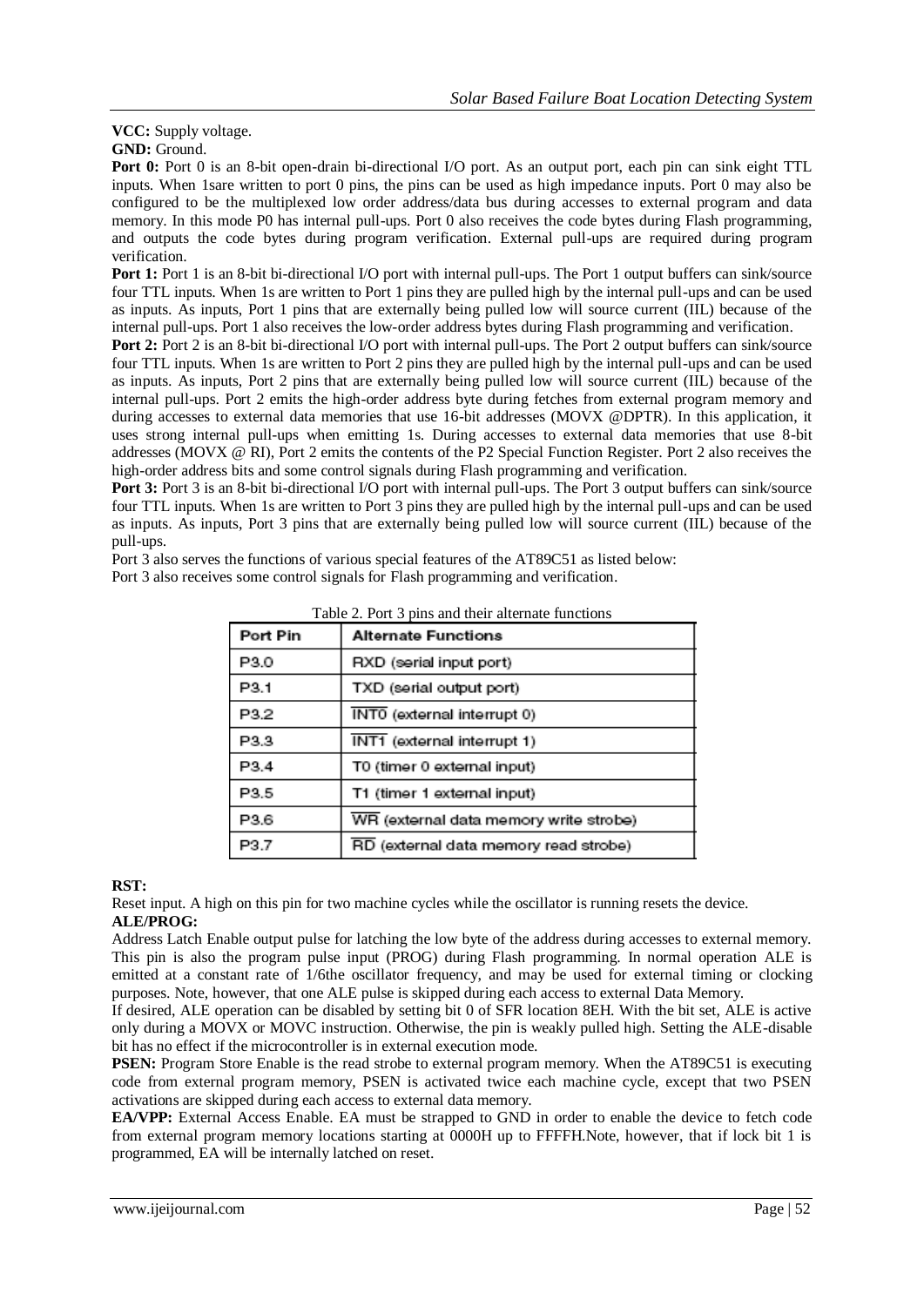**VCC:** Supply voltage.

**GND:** Ground.

**Port 0:** Port 0 is an 8-bit open-drain bi-directional I/O port. As an output port, each pin can sink eight TTL inputs. When 1sare written to port 0 pins, the pins can be used as high impedance inputs. Port 0 may also be configured to be the multiplexed low order address/data bus during accesses to external program and data memory. In this mode P0 has internal pull-ups. Port 0 also receives the code bytes during Flash programming, and outputs the code bytes during program verification. External pull-ups are required during program verification.

**Port 1:** Port 1 is an 8-bit bi-directional I/O port with internal pull-ups. The Port 1 output buffers can sink/source four TTL inputs. When 1s are written to Port 1 pins they are pulled high by the internal pull-ups and can be used as inputs. As inputs, Port 1 pins that are externally being pulled low will source current (IIL) because of the internal pull-ups. Port 1 also receives the low-order address bytes during Flash programming and verification.

**Port 2:** Port 2 is an 8-bit bi-directional I/O port with internal pull-ups. The Port 2 output buffers can sink/source four TTL inputs. When 1s are written to Port 2 pins they are pulled high by the internal pull-ups and can be used as inputs. As inputs, Port 2 pins that are externally being pulled low will source current (IIL) because of the internal pull-ups. Port 2 emits the high-order address byte during fetches from external program memory and during accesses to external data memories that use 16-bit addresses (MOVX @DPTR). In this application, it uses strong internal pull-ups when emitting 1s. During accesses to external data memories that use 8-bit addresses (MOVX @ RI), Port 2 emits the contents of the P2 Special Function Register. Port 2 also receives the high-order address bits and some control signals during Flash programming and verification.

**Port 3:** Port 3 is an 8-bit bi-directional I/O port with internal pull-ups. The Port 3 output buffers can sink/source four TTL inputs. When 1s are written to Port 3 pins they are pulled high by the internal pull-ups and can be used as inputs. As inputs, Port 3 pins that are externally being pulled low will source current (IIL) because of the pull-ups.

Port 3 also serves the functions of various special features of the AT89C51 as listed below:
Port 3 also receives some control signals for Flash programming and verification.

Table 2. Port 3 pins and their alternate functions

| Port Pin | Alternate Functions |
|---|---|
| P3.0 | RXD (serial input port) |
| P3.1 | TXD (serial output port) |
| P3.2 | $\overline{\text{INT0}}$ (external interrupt 0) |
| P3.3 | $\overline{\text{INT1}}$ (external interrupt 1) |
| P3.4 | T0 (timer 0 external input) |
| P3.5 | T1 (timer 1 external input) |
| P3.6 | $\overline{\text{WR}}$ (external data memory write strobe) |
| P3.7 | $\overline{\text{RD}}$ (external data memory read strobe) |

**RST:**

Reset input. A high on this pin for two machine cycles while the oscillator is running resets the device.

**ALE/PROG:**

Address Latch Enable output pulse for latching the low byte of the address during accesses to external memory. This pin is also the program pulse input (PROG) during Flash programming. In normal operation ALE is emitted at a constant rate of 1/6the oscillator frequency, and may be used for external timing or clocking purposes. Note, however, that one ALE pulse is skipped during each access to external Data Memory.

If desired, ALE operation can be disabled by setting bit 0 of SFR location 8EH. With the bit set, ALE is active only during a MOVX or MOVC instruction. Otherwise, the pin is weakly pulled high. Setting the ALE-disable bit has no effect if the microcontroller is in external execution mode.

**PSEN:** Program Store Enable is the read strobe to external program memory. When the AT89C51 is executing code from external program memory, PSEN is activated twice each machine cycle, except that two PSEN activations are skipped during each access to external data memory.

**EA/VPP:** External Access Enable. EA must be strapped to GND in order to enable the device to fetch code from external program memory locations starting at 0000H up to FFFFH.Note, however, that if lock bit 1 is programmed, EA will be internally latched on reset.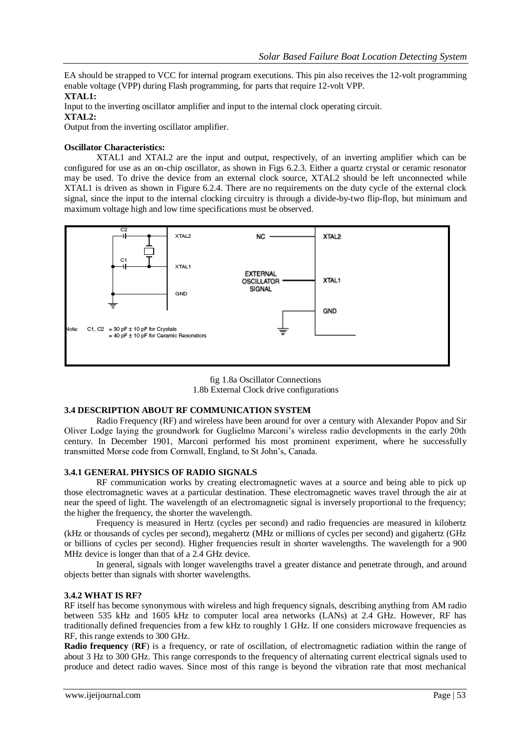EA should be strapped to VCC for internal program executions. This pin also receives the 12-volt programming enable voltage (VPP) during Flash programming, for parts that require 12-volt VPP.

**XTAL1:**

Input to the inverting oscillator amplifier and input to the internal clock operating circuit.

**XTAL2:**

Output from the inverting oscillator amplifier.

**Oscillator Characteristics:**

XTAL1 and XTAL2 are the input and output, respectively, of an inverting amplifier which can be configured for use as an on-chip oscillator, as shown in Figs 6.2.3. Either a quartz crystal or ceramic resonator may be used. To drive the device from an external clock source, XTAL2 should be left unconnected while XTAL1 is driven as shown in Figure 6.2.4. There are no requirements on the duty cycle of the external clock signal, since the input to the internal clocking circuitry is through a divide-by-two flip-flop, but minimum and maximum voltage high and low time specifications must be observed.

C2 XTAL2 C1 XTAL1 GND NC XTAL2 EXTERNAL OSCILLATOR SIGNAL XTAL1 GND

Note: C1, C2 = 30 pF ± 10 pF for Crystals
= 40 pF ± 10 pF for Ceramic Resonators

fig 1.8a Oscillator Connections
1.8b External Clock drive configurations

### 3.4 DESCRIPTION ABOUT RF COMMUNICATION SYSTEM

Radio Frequency (RF) and wireless have been around for over a century with Alexander Popov and Sir Oliver Lodge laying the groundwork for Guglielmo Marconi's wireless radio developments in the early 20th century. In December 1901, Marconi performed his most prominent experiment, where he successfully transmitted Morse code from Cornwall, England, to St John's, Canada.

#### 3.4.1 GENERAL PHYSICS OF RADIO SIGNALS

RF communication works by creating electromagnetic waves at a source and being able to pick up those electromagnetic waves at a particular destination. These electromagnetic waves travel through the air at near the speed of light. The wavelength of an electromagnetic signal is inversely proportional to the frequency; the higher the frequency, the shorter the wavelength.

Frequency is measured in Hertz (cycles per second) and radio frequencies are measured in kilohertz (kHz or thousands of cycles per second), megahertz (MHz or millions of cycles per second) and gigahertz (GHz or billions of cycles per second). Higher frequencies result in shorter wavelengths. The wavelength for a 900 MHz device is longer than that of a 2.4 GHz device.

In general, signals with longer wavelengths travel a greater distance and penetrate through, and around objects better than signals with shorter wavelengths.

#### 3.4.2 WHAT IS RF?

RF itself has become synonymous with wireless and high frequency signals, describing anything from AM radio between 535 kHz and 1605 kHz to computer local area networks (LANs) at 2.4 GHz. However, RF has traditionally defined frequencies from a few kHz to roughly 1 GHz. If one considers microwave frequencies as RF, this range extends to 300 GHz.

**Radio frequency** (**RF**) is a frequency, or rate of oscillation, of electromagnetic radiation within the range of about 3 Hz to 300 GHz. This range corresponds to the frequency of alternating current electrical signals used to produce and detect radio waves. Since most of this range is beyond the vibration rate that most mechanical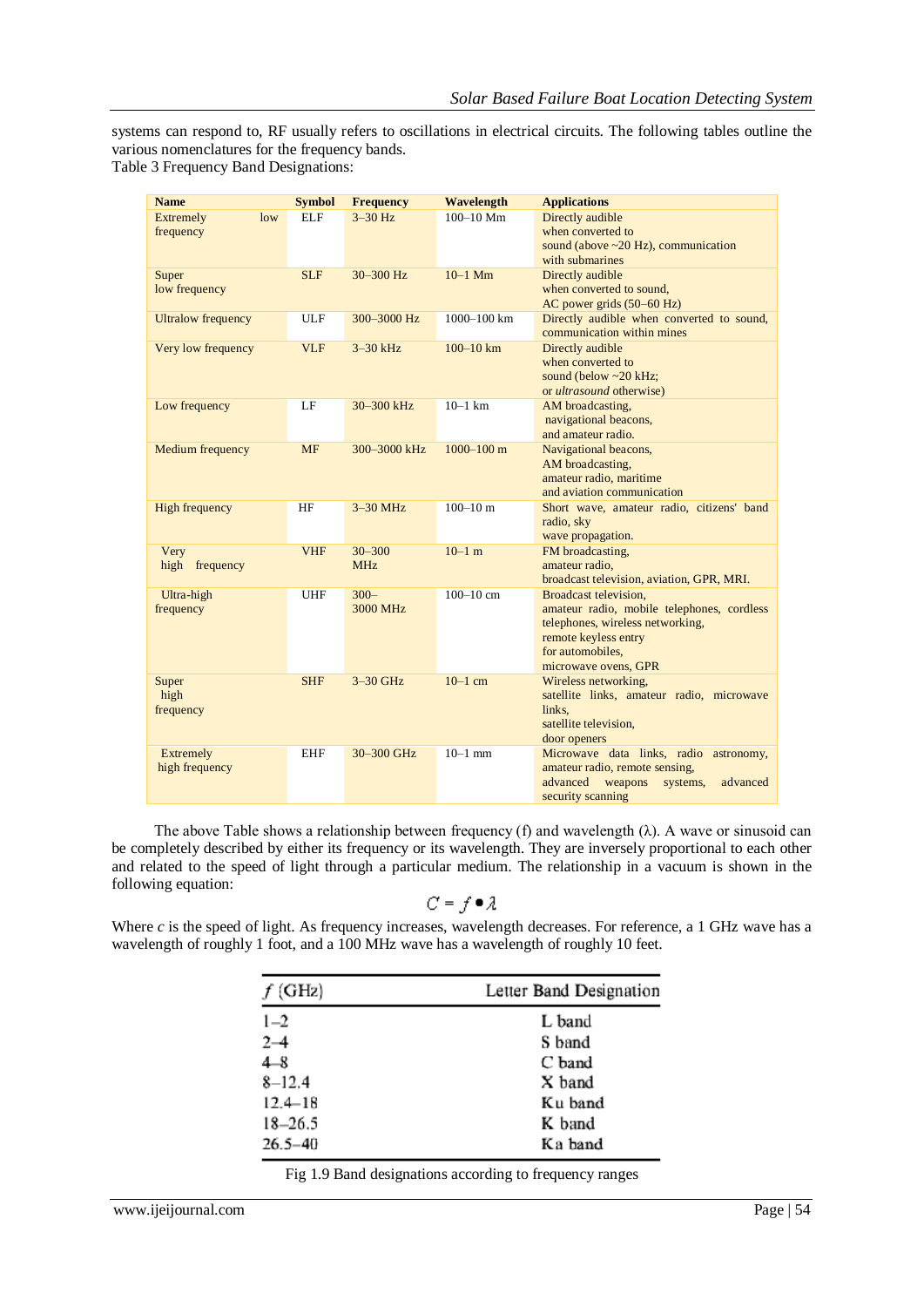systems can respond to, RF usually refers to oscillations in electrical circuits. The following tables outline the various nomenclatures for the frequency bands.

Table 3 Frequency Band Designations:

| Name | Symbol | Frequency | Wavelength | Applications |
|---|---|---|---|---|
| Extremely low frequency | ELF | 3–30 Hz | 100–10 Mm | Directly audible when converted to sound (above ~20 Hz), communication with submarines |
| Super low frequency | SLF | 30–300 Hz | 10–1 Mm | Directly audible when converted to sound, AC power grids (50–60 Hz) |
| Ultralow frequency | ULF | 300–3000 Hz | 1000–100 km | Directly audible when converted to sound, communication within mines |
| Very low frequency | VLF | 3–30 kHz | 100–10 km | Directly audible when converted to sound (below ~20 kHz; or *ultrasound* otherwise) |
| Low frequency | LF | 30–300 kHz | 10–1 km | AM broadcasting, navigational beacons, and amateur radio. |
| Medium frequency | MF | 300–3000 kHz | 1000–100 m | Navigational beacons, AM broadcasting, amateur radio, maritime and aviation communication |
| High frequency | HF | 3–30 MHz | 100–10 m | Short wave, amateur radio, citizens' band radio, sky wave propagation. |
| Very high frequency | VHF | 30–300 MHz | 10–1 m | FM broadcasting, amateur radio, broadcast television, aviation, GPR, MRI. |
| Ultra-high frequency | UHF | 300–3000 MHz | 100–10 cm | Broadcast television, amateur radio, mobile telephones, cordless telephones, wireless networking, remote keyless entry for automobiles, microwave ovens, GPR |
| Super high frequency | SHF | 3–30 GHz | 10–1 cm | Wireless networking, satellite links, amateur radio, microwave links, satellite television, door openers |
| Extremely high frequency | EHF | 30–300 GHz | 10–1 mm | Microwave data links, radio astronomy, amateur radio, remote sensing, advanced weapons systems, advanced security scanning |

The above Table shows a relationship between frequency (f) and wavelength (λ). A wave or sinusoid can be completely described by either its frequency or its wavelength. They are inversely proportional to each other and related to the speed of light through a particular medium. The relationship in a vacuum is shown in the following equation:

$$C = f \bullet \lambda$$

Where *c* is the speed of light. As frequency increases, wavelength decreases. For reference, a 1 GHz wave has a wavelength of roughly 1 foot, and a 100 MHz wave has a wavelength of roughly 10 feet.

| $f$ (GHz) | Letter Band Designation |
|---|---|
| 1–2 | L band |
| 2–4 | S band |
| 4–8 | C band |
| 8–12.4 | X band |
| 12.4–18 | Ku band |
| 18–26.5 | K band |
| 26.5–40 | Ka band |

Fig 1.9 Band designations according to frequency ranges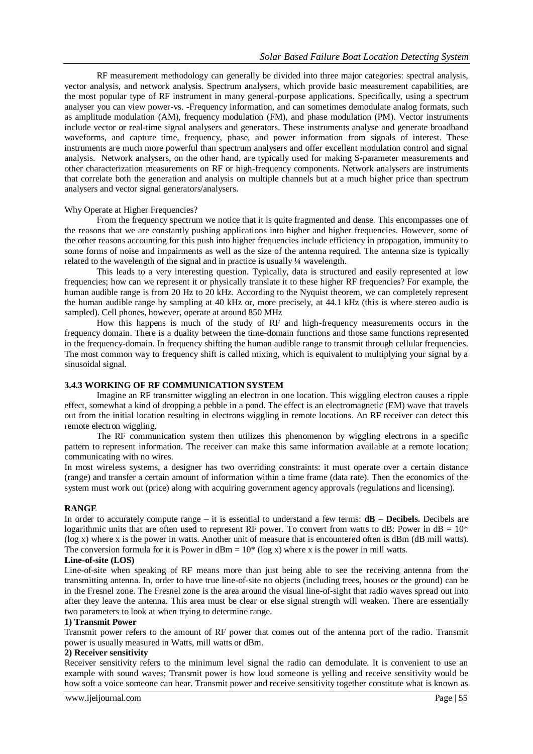RF measurement methodology can generally be divided into three major categories: spectral analysis, vector analysis, and network analysis. Spectrum analysers, which provide basic measurement capabilities, are the most popular type of RF instrument in many general-purpose applications. Specifically, using a spectrum analyser you can view power-vs. -Frequency information, and can sometimes demodulate analog formats, such as amplitude modulation (AM), frequency modulation (FM), and phase modulation (PM). Vector instruments include vector or real-time signal analysers and generators. These instruments analyse and generate broadband waveforms, and capture time, frequency, phase, and power information from signals of interest. These instruments are much more powerful than spectrum analysers and offer excellent modulation control and signal analysis. Network analysers, on the other hand, are typically used for making S-parameter measurements and other characterization measurements on RF or high-frequency components. Network analysers are instruments that correlate both the generation and analysis on multiple channels but at a much higher price than spectrum analysers and vector signal generators/analysers.

Why Operate at Higher Frequencies?

From the frequency spectrum we notice that it is quite fragmented and dense. This encompasses one of the reasons that we are constantly pushing applications into higher and higher frequencies. However, some of the other reasons accounting for this push into higher frequencies include efficiency in propagation, immunity to some forms of noise and impairments as well as the size of the antenna required. The antenna size is typically related to the wavelength of the signal and in practice is usually ¼ wavelength.

This leads to a very interesting question. Typically, data is structured and easily represented at low frequencies; how can we represent it or physically translate it to these higher RF frequencies? For example, the human audible range is from 20 Hz to 20 kHz. According to the Nyquist theorem, we can completely represent the human audible range by sampling at 40 kHz or, more precisely, at 44.1 kHz (this is where stereo audio is sampled). Cell phones, however, operate at around 850 MHz

How this happens is much of the study of RF and high-frequency measurements occurs in the frequency domain. There is a duality between the time-domain functions and those same functions represented in the frequency-domain. In frequency shifting the human audible range to transmit through cellular frequencies. The most common way to frequency shift is called mixing, which is equivalent to multiplying your signal by a sinusoidal signal.

### 3.4.3 WORKING OF RF COMMUNICATION SYSTEM

Imagine an RF transmitter wiggling an electron in one location. This wiggling electron causes a ripple effect, somewhat a kind of dropping a pebble in a pond. The effect is an electromagnetic (EM) wave that travels out from the initial location resulting in electrons wiggling in remote locations. An RF receiver can detect this remote electron wiggling.

The RF communication system then utilizes this phenomenon by wiggling electrons in a specific pattern to represent information. The receiver can make this same information available at a remote location; communicating with no wires.

In most wireless systems, a designer has two overriding constraints: it must operate over a certain distance (range) and transfer a certain amount of information within a time frame (data rate). Then the economics of the system must work out (price) along with acquiring government agency approvals (regulations and licensing).

### RANGE

In order to accurately compute range – it is essential to understand a few terms: **dB – Decibels.** Decibels are logarithmic units that are often used to represent RF power. To convert from watts to dB: Power in dB = 10* (log x) where x is the power in watts. Another unit of measure that is encountered often is dBm (dB mill watts). The conversion formula for it is Power in dBm = 10* (log x) where x is the power in mill watts.

**Line-of-site (LOS)**

Line-of-site when speaking of RF means more than just being able to see the receiving antenna from the transmitting antenna. In, order to have true line-of-site no objects (including trees, houses or the ground) can be in the Fresnel zone. The Fresnel zone is the area around the visual line-of-sight that radio waves spread out into after they leave the antenna. This area must be clear or else signal strength will weaken. There are essentially two parameters to look at when trying to determine range.

**1) Transmit Power**

Transmit power refers to the amount of RF power that comes out of the antenna port of the radio. Transmit power is usually measured in Watts, mill watts or dBm.

**2) Receiver sensitivity**

Receiver sensitivity refers to the minimum level signal the radio can demodulate. It is convenient to use an example with sound waves; Transmit power is how loud someone is yelling and receive sensitivity would be how soft a voice someone can hear. Transmit power and receive sensitivity together constitute what is known as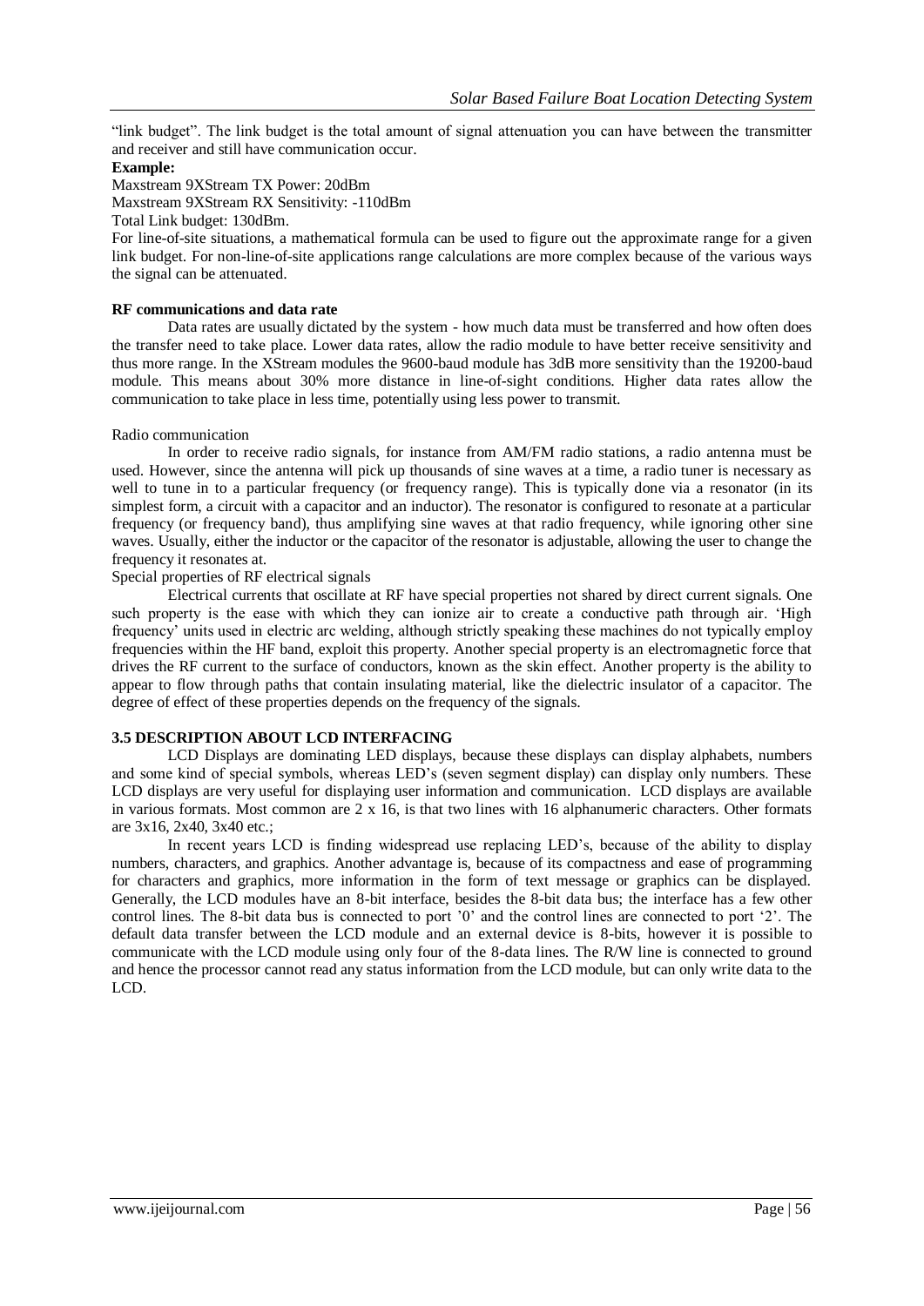"link budget". The link budget is the total amount of signal attenuation you can have between the transmitter and receiver and still have communication occur.

**Example:**

Maxstream 9XStream TX Power: 20dBm

Maxstream 9XStream RX Sensitivity: -110dBm

Total Link budget: 130dBm.

For line-of-site situations, a mathematical formula can be used to figure out the approximate range for a given link budget. For non-line-of-site applications range calculations are more complex because of the various ways the signal can be attenuated.

**RF communications and data rate**

Data rates are usually dictated by the system - how much data must be transferred and how often does the transfer need to take place. Lower data rates, allow the radio module to have better receive sensitivity and thus more range. In the XStream modules the 9600-baud module has 3dB more sensitivity than the 19200-baud module. This means about 30% more distance in line-of-sight conditions. Higher data rates allow the communication to take place in less time, potentially using less power to transmit.

Radio communication

In order to receive radio signals, for instance from AM/FM radio stations, a radio antenna must be used. However, since the antenna will pick up thousands of sine waves at a time, a radio tuner is necessary as well to tune in to a particular frequency (or frequency range). This is typically done via a resonator (in its simplest form, a circuit with a capacitor and an inductor). The resonator is configured to resonate at a particular frequency (or frequency band), thus amplifying sine waves at that radio frequency, while ignoring other sine waves. Usually, either the inductor or the capacitor of the resonator is adjustable, allowing the user to change the frequency it resonates at.

Special properties of RF electrical signals

Electrical currents that oscillate at RF have special properties not shared by direct current signals. One such property is the ease with which they can ionize air to create a conductive path through air. 'High frequency' units used in electric arc welding, although strictly speaking these machines do not typically employ frequencies within the HF band, exploit this property. Another special property is an electromagnetic force that drives the RF current to the surface of conductors, known as the skin effect. Another property is the ability to appear to flow through paths that contain insulating material, like the dielectric insulator of a capacitor. The degree of effect of these properties depends on the frequency of the signals.

### 3.5 DESCRIPTION ABOUT LCD INTERFACING

LCD Displays are dominating LED displays, because these displays can display alphabets, numbers and some kind of special symbols, whereas LED's (seven segment display) can display only numbers. These LCD displays are very useful for displaying user information and communication. LCD displays are available in various formats. Most common are 2 x 16, is that two lines with 16 alphanumeric characters. Other formats are 3x16, 2x40, 3x40 etc.;

In recent years LCD is finding widespread use replacing LED's, because of the ability to display numbers, characters, and graphics. Another advantage is, because of its compactness and ease of programming for characters and graphics, more information in the form of text message or graphics can be displayed. Generally, the LCD modules have an 8-bit interface, besides the 8-bit data bus; the interface has a few other control lines. The 8-bit data bus is connected to port '0' and the control lines are connected to port '2'. The default data transfer between the LCD module and an external device is 8-bits, however it is possible to communicate with the LCD module using only four of the 8-data lines. The R/W line is connected to ground and hence the processor cannot read any status information from the LCD module, but can only write data to the LCD.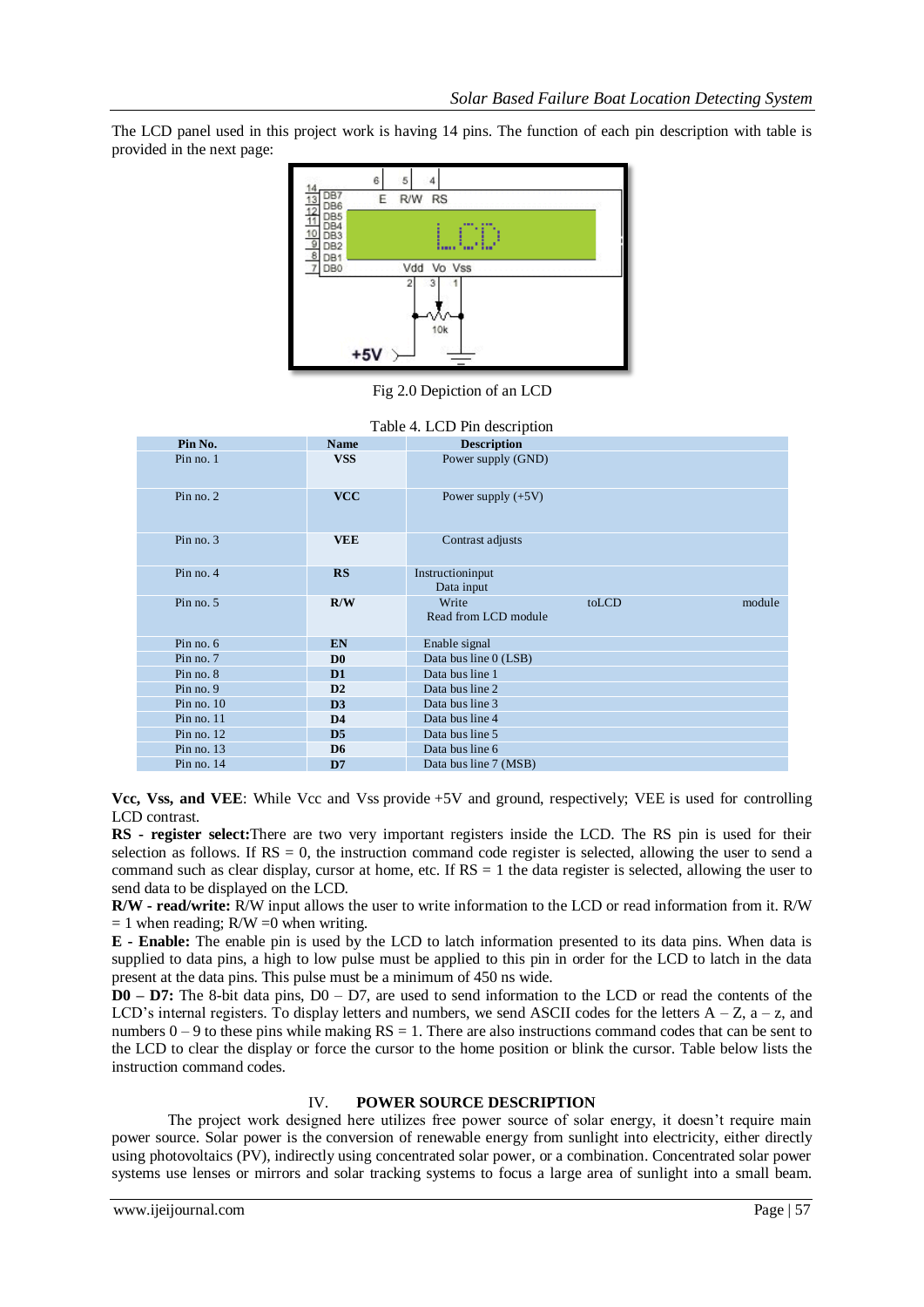The LCD panel used in this project work is having 14 pins. The function of each pin description with table is provided in the next page:

Fig 2.0 Depiction of an LCD

Table 4. LCD Pin description

| Pin No. | Name | Description |
|---|---|---|
| Pin no. 1 | **VSS** | Power supply (GND) |
| Pin no. 2 | **VCC** | Power supply (+5V) |
| Pin no. 3 | **VEE** | Contrast adjusts |
| Pin no. 4 | **RS** | Instructioninput Data input |
| Pin no. 5 | **R/W** | Write toLCD module Read from LCD module |
| Pin no. 6 | **EN** | Enable signal |
| Pin no. 7 | **D0** | Data bus line 0 (LSB) |
| Pin no. 8 | **D1** | Data bus line 1 |
| Pin no. 9 | **D2** | Data bus line 2 |
| Pin no. 10 | **D3** | Data bus line 3 |
| Pin no. 11 | **D4** | Data bus line 4 |
| Pin no. 12 | **D5** | Data bus line 5 |
| Pin no. 13 | **D6** | Data bus line 6 |
| Pin no. 14 | **D7** | Data bus line 7 (MSB) |

**Vcc, Vss, and VEE**: While Vcc and Vss provide +5V and ground, respectively; VEE is used for controlling LCD contrast.

**RS - register select:**There are two very important registers inside the LCD. The RS pin is used for their selection as follows. If RS = 0, the instruction command code register is selected, allowing the user to send a command such as clear display, cursor at home, etc. If RS = 1 the data register is selected, allowing the user to send data to be displayed on the LCD.

**R/W - read/write:** R/W input allows the user to write information to the LCD or read information from it. R/W = 1 when reading; R/W =0 when writing.

**E - Enable:** The enable pin is used by the LCD to latch information presented to its data pins. When data is supplied to data pins, a high to low pulse must be applied to this pin in order for the LCD to latch in the data present at the data pins. This pulse must be a minimum of 450 ns wide.

**D0 – D7:** The 8-bit data pins, D0 – D7, are used to send information to the LCD or read the contents of the LCD's internal registers. To display letters and numbers, we send ASCII codes for the letters A – Z, a – z, and numbers 0 – 9 to these pins while making RS = 1. There are also instructions command codes that can be sent to the LCD to clear the display or force the cursor to the home position or blink the cursor. Table below lists the instruction command codes.

## IV. POWER SOURCE DESCRIPTION

The project work designed here utilizes free power source of solar energy, it doesn't require main power source. Solar power is the conversion of renewable energy from sunlight into electricity, either directly using photovoltaics (PV), indirectly using concentrated solar power, or a combination. Concentrated solar power systems use lenses or mirrors and solar tracking systems to focus a large area of sunlight into a small beam.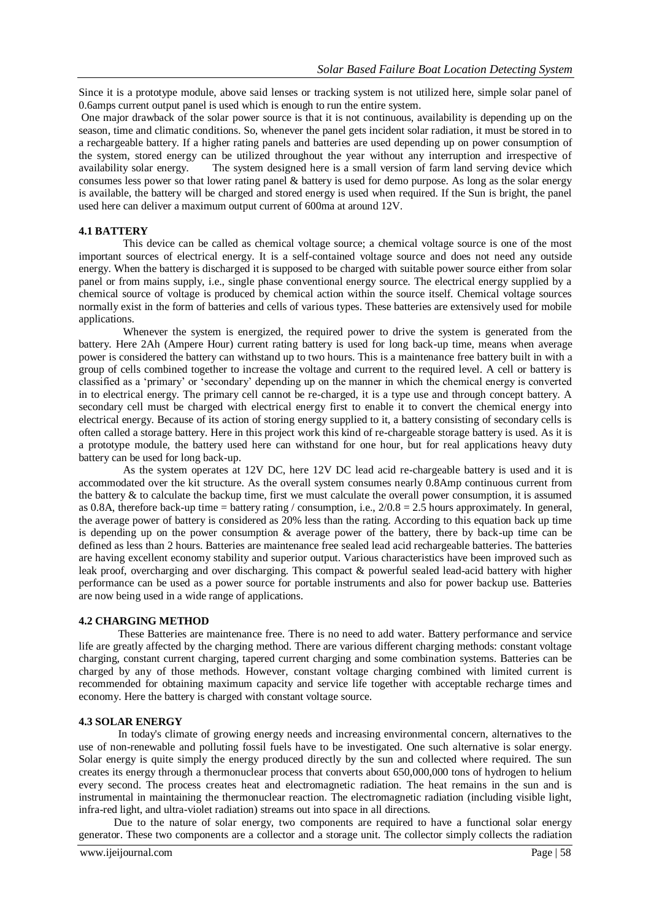Since it is a prototype module, above said lenses or tracking system is not utilized here, simple solar panel of 0.6amps current output panel is used which is enough to run the entire system.

One major drawback of the solar power source is that it is not continuous, availability is depending up on the season, time and climatic conditions. So, whenever the panel gets incident solar radiation, it must be stored in to a rechargeable battery. If a higher rating panels and batteries are used depending up on power consumption of the system, stored energy can be utilized throughout the year without any interruption and irrespective of availability solar energy. The system designed here is a small version of farm land serving device which consumes less power so that lower rating panel & battery is used for demo purpose. As long as the solar energy is available, the battery will be charged and stored energy is used when required. If the Sun is bright, the panel used here can deliver a maximum output current of 600ma at around 12V.

### 4.1 BATTERY

This device can be called as chemical voltage source; a chemical voltage source is one of the most important sources of electrical energy. It is a self-contained voltage source and does not need any outside energy. When the battery is discharged it is supposed to be charged with suitable power source either from solar panel or from mains supply, i.e., single phase conventional energy source. The electrical energy supplied by a chemical source of voltage is produced by chemical action within the source itself. Chemical voltage sources normally exist in the form of batteries and cells of various types. These batteries are extensively used for mobile applications.

Whenever the system is energized, the required power to drive the system is generated from the battery. Here 2Ah (Ampere Hour) current rating battery is used for long back-up time, means when average power is considered the battery can withstand up to two hours. This is a maintenance free battery built in with a group of cells combined together to increase the voltage and current to the required level. A cell or battery is classified as a 'primary' or 'secondary' depending up on the manner in which the chemical energy is converted in to electrical energy. The primary cell cannot be re-charged, it is a type use and through concept battery. A secondary cell must be charged with electrical energy first to enable it to convert the chemical energy into electrical energy. Because of its action of storing energy supplied to it, a battery consisting of secondary cells is often called a storage battery. Here in this project work this kind of re-chargeable storage battery is used. As it is a prototype module, the battery used here can withstand for one hour, but for real applications heavy duty battery can be used for long back-up.

As the system operates at 12V DC, here 12V DC lead acid re-chargeable battery is used and it is accommodated over the kit structure. As the overall system consumes nearly 0.8Amp continuous current from the battery & to calculate the backup time, first we must calculate the overall power consumption, it is assumed as 0.8A, therefore back-up time = battery rating / consumption, i.e., 2/0.8 = 2.5 hours approximately. In general, the average power of battery is considered as 20% less than the rating. According to this equation back up time is depending up on the power consumption & average power of the battery, there by back-up time can be defined as less than 2 hours. Batteries are maintenance free sealed lead acid rechargeable batteries. The batteries are having excellent economy stability and superior output. Various characteristics have been improved such as leak proof, overcharging and over discharging. This compact & powerful sealed lead-acid battery with higher performance can be used as a power source for portable instruments and also for power backup use. Batteries are now being used in a wide range of applications.

### 4.2 CHARGING METHOD

These Batteries are maintenance free. There is no need to add water. Battery performance and service life are greatly affected by the charging method. There are various different charging methods: constant voltage charging, constant current charging, tapered current charging and some combination systems. Batteries can be charged by any of those methods. However, constant voltage charging combined with limited current is recommended for obtaining maximum capacity and service life together with acceptable recharge times and economy. Here the battery is charged with constant voltage source.

### 4.3 SOLAR ENERGY

In today's climate of growing energy needs and increasing environmental concern, alternatives to the use of non-renewable and polluting fossil fuels have to be investigated. One such alternative is solar energy. Solar energy is quite simply the energy produced directly by the sun and collected where required. The sun creates its energy through a thermonuclear process that converts about 650,000,000 tons of hydrogen to helium every second. The process creates heat and electromagnetic radiation. The heat remains in the sun and is instrumental in maintaining the thermonuclear reaction. The electromagnetic radiation (including visible light, infra-red light, and ultra-violet radiation) streams out into space in all directions.

Due to the nature of solar energy, two components are required to have a functional solar energy generator. These two components are a collector and a storage unit. The collector simply collects the radiation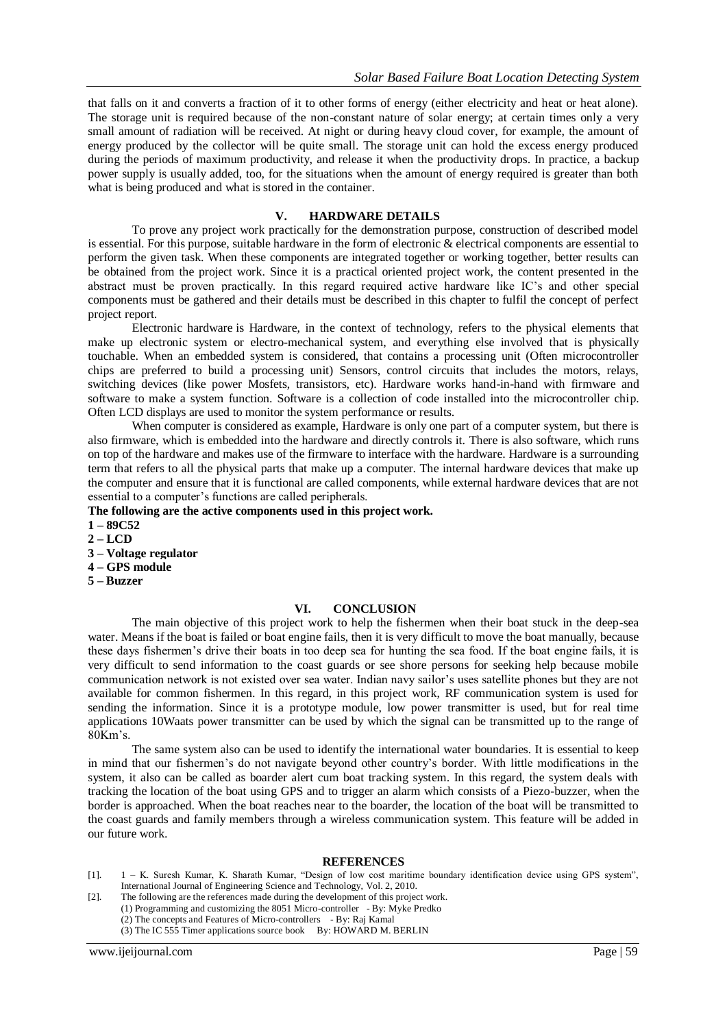that falls on it and converts a fraction of it to other forms of energy (either electricity and heat or heat alone). The storage unit is required because of the non-constant nature of solar energy; at certain times only a very small amount of radiation will be received. At night or during heavy cloud cover, for example, the amount of energy produced by the collector will be quite small. The storage unit can hold the excess energy produced during the periods of maximum productivity, and release it when the productivity drops. In practice, a backup power supply is usually added, too, for the situations when the amount of energy required is greater than both what is being produced and what is stored in the container.

## V. HARDWARE DETAILS

To prove any project work practically for the demonstration purpose, construction of described model is essential. For this purpose, suitable hardware in the form of electronic & electrical components are essential to perform the given task. When these components are integrated together or working together, better results can be obtained from the project work. Since it is a practical oriented project work, the content presented in the abstract must be proven practically. In this regard required active hardware like IC's and other special components must be gathered and their details must be described in this chapter to fulfil the concept of perfect project report.

Electronic hardware is Hardware, in the context of technology, refers to the physical elements that make up electronic system or electro-mechanical system, and everything else involved that is physically touchable. When an embedded system is considered, that contains a processing unit (Often microcontroller chips are preferred to build a processing unit) Sensors, control circuits that includes the motors, relays, switching devices (like power Mosfets, transistors, etc). Hardware works hand-in-hand with firmware and software to make a system function. Software is a collection of code installed into the microcontroller chip. Often LCD displays are used to monitor the system performance or results.

When computer is considered as example, Hardware is only one part of a computer system, but there is also firmware, which is embedded into the hardware and directly controls it. There is also software, which runs on top of the hardware and makes use of the firmware to interface with the hardware. Hardware is a surrounding term that refers to all the physical parts that make up a computer. The internal hardware devices that make up the computer and ensure that it is functional are called components, while external hardware devices that are not essential to a computer's functions are called peripherals.

**The following are the active components used in this project work.**

**1 – 89C52**
**2 – LCD**
**3 – Voltage regulator**
**4 – GPS module**
**5 – Buzzer**

## VI. CONCLUSION

The main objective of this project work to help the fishermen when their boat stuck in the deep-sea water. Means if the boat is failed or boat engine fails, then it is very difficult to move the boat manually, because these days fishermen's drive their boats in too deep sea for hunting the sea food. If the boat engine fails, it is very difficult to send information to the coast guards or see shore persons for seeking help because mobile communication network is not existed over sea water. Indian navy sailor's uses satellite phones but they are not available for common fishermen. In this regard, in this project work, RF communication system is used for sending the information. Since it is a prototype module, low power transmitter is used, but for real time applications 10Waats power transmitter can be used by which the signal can be transmitted up to the range of 80Km's.

The same system also can be used to identify the international water boundaries. It is essential to keep in mind that our fishermen's do not navigate beyond other country's border. With little modifications in the system, it also can be called as boarder alert cum boat tracking system. In this regard, the system deals with tracking the location of the boat using GPS and to trigger an alarm which consists of a Piezo-buzzer, when the border is approached. When the boat reaches near to the boarder, the location of the boat will be transmitted to the coast guards and family members through a wireless communication system. This feature will be added in our future work.

## REFERENCES

[1]. 1 – K. Suresh Kumar, K. Sharath Kumar, "Design of low cost maritime boundary identification device using GPS system", International Journal of Engineering Science and Technology, Vol. 2, 2010.

[2]. The following are the references made during the development of this project work.
(1) Programming and customizing the 8051 Micro-controller - By: Myke Predko
(2) The concepts and Features of Micro-controllers - By: Raj Kamal
(3) The IC 555 Timer applications source book By: HOWARD M. BERLIN